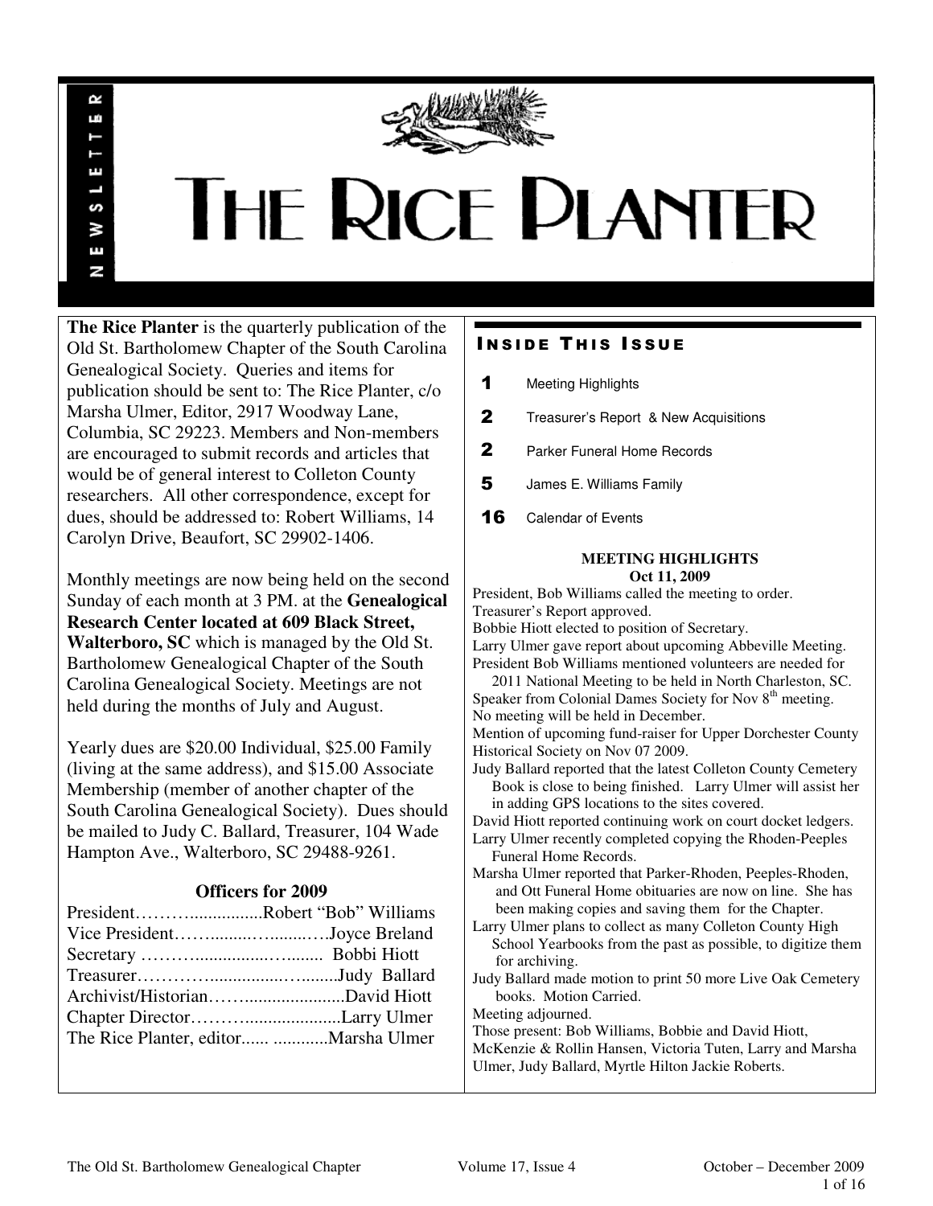# THE RICE PLANTER

NEWSLETTER

**The Rice Planter** is the quarterly publication of the Old St. Bartholomew Chapter of the South Carolina Genealogical Society. Queries and items for publication should be sent to: The Rice Planter, c/o Marsha Ulmer, Editor, 2917 Woodway Lane, Columbia, SC 29223. Members and Non-members are encouraged to submit records and articles that would be of general interest to Colleton County researchers. All other correspondence, except for dues, should be addressed to: Robert Williams, 14 Carolyn Drive, Beaufort, SC 29902-1406.

Monthly meetings are now being held on the second Sunday of each month at 3 PM. at the **Genealogical Research Center located at 609 Black Street, Walterboro, SC** which is managed by the Old St. Bartholomew Genealogical Chapter of the South Carolina Genealogical Society. Meetings are not held during the months of July and August.

Yearly dues are $20.00 Individual, $25.00 Family (living at the same address), and $15.00 Associate Membership (member of another chapter of the South Carolina Genealogical Society). Dues should be mailed to Judy C. Ballard, Treasurer, 104 Wade Hampton Ave., Walterboro, SC 29488-9261.

### Officers for 2009

President……….................Robert "Bob" Williams
Vice President……........….........….Joyce Breland
Secretary ………...............…........ Bobbi Hiott
Treasurer…………..............….........Judy Ballard
Archivist/Historian……......................David Hiott
Chapter Director……….....................Larry Ulmer
The Rice Planter, editor...... ............Marsha Ulmer

## INSIDE THIS ISSUE

| | |
|---|---|
| 1 | Meeting Highlights |
| 2 | Treasurer's Report & New Acquisitions |
| 2 | Parker Funeral Home Records |
| 5 | James E. Williams Family |
| 16 | Calendar of Events |

### MEETING HIGHLIGHTS
**Oct 11, 2009**

President, Bob Williams called the meeting to order.
Treasurer's Report approved.
Bobbie Hiott elected to position of Secretary.
Larry Ulmer gave report about upcoming Abbeville Meeting.
President Bob Williams mentioned volunteers are needed for 2011 National Meeting to be held in North Charleston, SC.
Speaker from Colonial Dames Society for Nov 8th meeting.
No meeting will be held in December.
Mention of upcoming fund-raiser for Upper Dorchester County Historical Society on Nov 07 2009.
Judy Ballard reported that the latest Colleton County Cemetery Book is close to being finished. Larry Ulmer will assist her in adding GPS locations to the sites covered.
David Hiott reported continuing work on court docket ledgers.
Larry Ulmer recently completed copying the Rhoden-Peeples Funeral Home Records.
Marsha Ulmer reported that Parker-Rhoden, Peeples-Rhoden, and Ott Funeral Home obituaries are now on line. She has been making copies and saving them for the Chapter.
Larry Ulmer plans to collect as many Colleton County High School Yearbooks from the past as possible, to digitize them for archiving.
Judy Ballard made motion to print 50 more Live Oak Cemetery books. Motion Carried.
Meeting adjourned.
Those present: Bob Williams, Bobbie and David Hiott, McKenzie & Rollin Hansen, Victoria Tuten, Larry and Marsha Ulmer, Judy Ballard, Myrtle Hilton Jackie Roberts.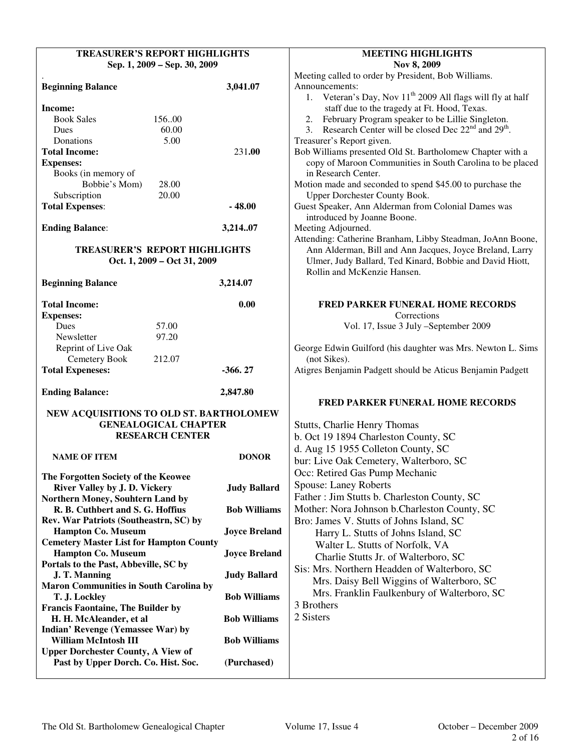### TREASURER'S REPORT HIGHLIGHTS
**Sep. 1, 2009 – Sep. 30, 2009**

| | | |
|---|---|---|
| **Beginning Balance** | | **3,041.07** |
| **Income:** | | |
| Book Sales | 156..00 | |
| Dues | 60.00 | |
| Donations | 5.00 | |
| **Total Income:** | | 231**.00** |
| **Expenses:** | | |
| Books (in memory of Bobbie's Mom) | 28.00 | |
| Subscription | 20.00 | |
| **Total Expenses**: | | **- 48.00** |
| **Ending Balance**: | | **3,214..07** |

### TREASURER'S REPORT HIGHLIGHTS
**Oct. 1, 2009 – Oct 31, 2009**

| | | |
|---|---|---|
| **Beginning Balance** | | **3,214.07** |
| **Total Income:** | | **0.00** |
| **Expenses:** | | |
| Dues | 57.00 | |
| Newsletter | 97.20 | |
| Reprint of Live Oak Cemetery Book | 212.07 | |
| **Total Expeneses:** | | **-366. 27** |
| **Ending Balance:** | | **2,847.80** |

### NEW ACQUISITIONS TO OLD ST. BARTHOLOMEW GENEALOGICAL CHAPTER RESEARCH CENTER

| NAME OF ITEM | DONOR |
|---|---|
| **The Forgotten Society of the Keowee River Valley by J. D. Vickery** | **Judy Ballard** |
| **Northern Money, Souhtern Land by R. B. Cuthbert and S. G. Hoffius** | **Bob Williams** |
| **Rev. War Patriots (Southeastrn, SC) by Hampton Co. Museum** | **Joyce Breland** |
| **Cemetery Master List for Hampton County Hampton Co. Museum** | **Joyce Breland** |
| **Portals to the Past, Abbeville, SC by J. T. Manning** | **Judy Ballard** |
| **Maron Communities in South Carolina by T. J. Lockley** | **Bob Williams** |
| **Francis Faontaine, The Builder by H. H. McAleander, et al** | **Bob Williams** |
| **Indian' Revenge (Yemassee War) by William McIntosh III** | **Bob Williams** |
| **Upper Dorchester County, A View of Past by Upper Dorch. Co. Hist. Soc.** | **(Purchased)** |

### MEETING HIGHLIGHTS
**Nov 8, 2009**

Meeting called to order by President, Bob Williams.
Announcements:

1. Veteran's Day, Nov 11th 2009 All flags will fly at half staff due to the tragedy at Ft. Hood, Texas.
2. February Program speaker to be Lillie Singleton.
3. Research Center will be closed Dec 22nd and 29th.

Treasurer's Report given.
Bob Williams presented Old St. Bartholomew Chapter with a copy of Maroon Communities in South Carolina to be placed in Research Center.
Motion made and seconded to spend $45.00 to purchase the Upper Dorchester County Book.
Guest Speaker, Ann Alderman from Colonial Dames was introduced by Joanne Boone.
Meeting Adjourned.
Attending: Catherine Branham, Libby Steadman, JoAnn Boone, Ann Alderman, Bill and Ann Jacques, Joyce Breland, Larry Ulmer, Judy Ballard, Ted Kinard, Bobbie and David Hiott, Rollin and McKenzie Hansen.

### FRED PARKER FUNERAL HOME RECORDS
Corrections
Vol. 17, Issue 3 July –September 2009

George Edwin Guilford (his daughter was Mrs. Newton L. Sims (not Sikes).
Atigres Benjamin Padgett should be Aticus Benjamin Padgett

### FRED PARKER FUNERAL HOME RECORDS

Stutts, Charlie Henry Thomas
b. Oct 19 1894 Charleston County, SC
d. Aug 15 1955 Colleton County, SC
bur: Live Oak Cemetery, Walterboro, SC
Occ: Retired Gas Pump Mechanic
Spouse: Laney Roberts
Father : Jim Stutts b. Charleston County, SC
Mother: Nora Johnson b.Charleston County, SC
Bro: James V. Stutts of Johns Island, SC
Harry L. Stutts of Johns Island, SC
Walter L. Stutts of Norfolk, VA
Charlie Stutts Jr. of Walterboro, SC
Sis: Mrs. Northern Headden of Walterboro, SC
Mrs. Daisy Bell Wiggins of Walterboro, SC
Mrs. Franklin Faulkenbury of Walterboro, SC
3 Brothers
2 Sisters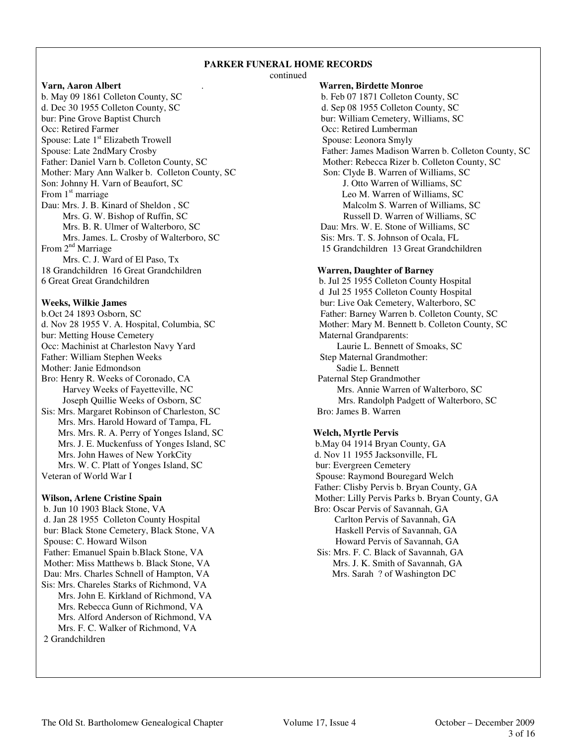## PARKER FUNERAL HOME RECORDS

continued

**Varn, Aaron Albert**

b. May 09 1861 Colleton County, SC
d. Dec 30 1955 Colleton County, SC
bur: Pine Grove Baptist Church
Occ: Retired Farmer
Spouse: Late 1st Elizabeth Trowell
Spouse: Late 2ndMary Crosby
Father: Daniel Varn b. Colleton County, SC
Mother: Mary Ann Walker b. Colleton County, SC
Son: Johnny H. Varn of Beaufort, SC
From 1st marriage
Dau: Mrs. J. B. Kinard of Sheldon , SC
Mrs. G. W. Bishop of Ruffin, SC
Mrs. B. R. Ulmer of Walterboro, SC
Mrs. James. L. Crosby of Walterboro, SC
From 2nd Marriage
Mrs. C. J. Ward of El Paso, Tx
18 Grandchildren 16 Great Grandchildren
6 Great Great Grandchildren

**Weeks, Wilkie James**

b.Oct 24 1893 Osborn, SC
d. Nov 28 1955 V. A. Hospital, Columbia, SC
bur: Metting House Cemetery
Occ: Machinist at Charleston Navy Yard
Father: William Stephen Weeks
Mother: Janie Edmondson
Bro: Henry R. Weeks of Coronado, CA
Harvey Weeks of Fayetteville, NC
Joseph Quillie Weeks of Osborn, SC
Sis: Mrs. Margaret Robinson of Charleston, SC
Mrs. Mrs. Harold Howard of Tampa, FL
Mrs. Mrs. R. A. Perry of Yonges Island, SC
Mrs. J. E. Muckenfuss of Yonges Island, SC
Mrs. John Hawes of New YorkCity
Mrs. W. C. Platt of Yonges Island, SC
Veteran of World War I

**Wilson, Arlene Cristine Spain**

b. Jun 10 1903 Black Stone, VA
d. Jan 28 1955 Colleton County Hospital
bur: Black Stone Cemetery, Black Stone, VA
Spouse: C. Howard Wilson
Father: Emanuel Spain b.Black Stone, VA
Mother: Miss Matthews b. Black Stone, VA
Dau: Mrs. Charles Schnell of Hampton, VA
Sis: Mrs. Chareles Starks of Richmond, VA
Mrs. John E. Kirkland of Richmond, VA
Mrs. Rebecca Gunn of Richmond, VA
Mrs. Alford Anderson of Richmond, VA
Mrs. F. C. Walker of Richmond, VA
2 Grandchildren

**Warren, Birdette Monroe**

b. Feb 07 1871 Colleton County, SC
d. Sep 08 1955 Colleton County, SC
bur: William Cemetery, Williams, SC
Occ: Retired Lumberman
Spouse: Leonora Smyly
Father: James Madison Warren b. Colleton County, SC
Mother: Rebecca Rizer b. Colleton County, SC
Son: Clyde B. Warren of Williams, SC
J. Otto Warren of Williams, SC
Leo M. Warren of Williams, SC
Malcolm S. Warren of Williams, SC
Russell D. Warren of Williams, SC
Dau: Mrs. W. E. Stone of Williams, SC
Sis: Mrs. T. S. Johnson of Ocala, FL
15 Grandchildren 13 Great Grandchildren

**Warren, Daughter of Barney**

b. Jul 25 1955 Colleton County Hospital
d Jul 25 1955 Colleton County Hospital
bur: Live Oak Cemetery, Walterboro, SC
Father: Barney Warren b. Colleton County, SC
Mother: Mary M. Bennett b. Colleton County, SC
Maternal Grandparents:
Laurie L. Bennett of Smoaks, SC
Step Maternal Grandmother:
Sadie L. Bennett
Paternal Step Grandmother
Mrs. Annie Warren of Walterboro, SC
Mrs. Randolph Padgett of Walterboro, SC
Bro: James B. Warren

**Welch, Myrtle Pervis**

b.May 04 1914 Bryan County, GA
d. Nov 11 1955 Jacksonville, FL
bur: Evergreen Cemetery
Spouse: Raymond Bouregard Welch
Father: Clisby Pervis b. Bryan County, GA
Mother: Lilly Pervis Parks b. Bryan County, GA
Bro: Oscar Pervis of Savannah, GA
Carlton Pervis of Savannah, GA
Haskell Pervis of Savannah, GA
Howard Pervis of Savannah, GA
Sis: Mrs. F. C. Black of Savannah, GA
Mrs. J. K. Smith of Savannah, GA
Mrs. Sarah ? of Washington DC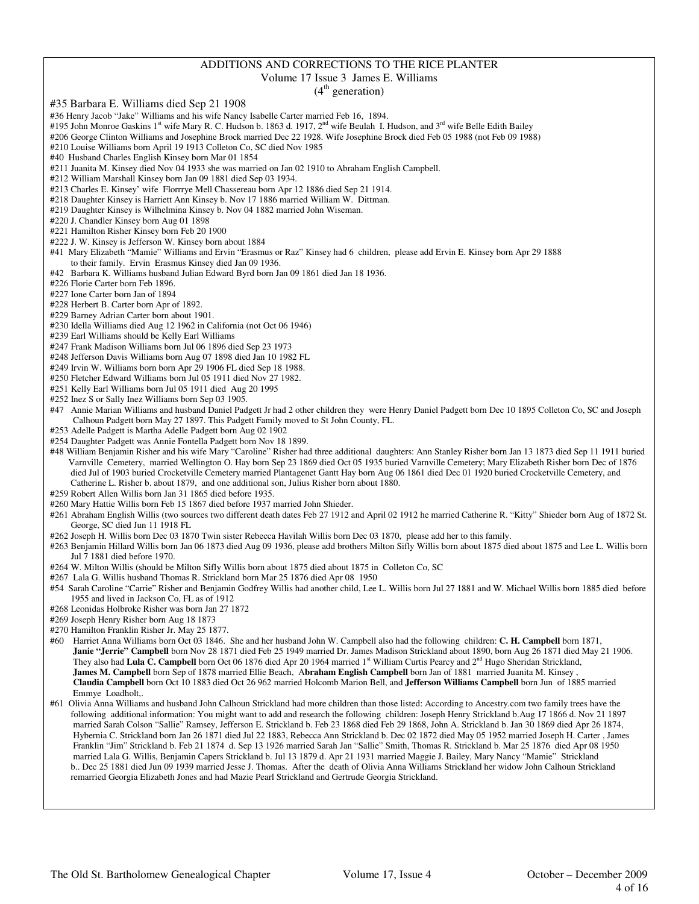# ADDITIONS AND CORRECTIONS TO THE RICE PLANTER

Volume 17 Issue 3 James E. Williams

(4th generation)

#35 Barbara E. Williams died Sep 21 1908

#36 Henry Jacob "Jake" Williams and his wife Nancy Isabelle Carter married Feb 16, 1894.

#195 John Monroe Gaskins 1st wife Mary R. C. Hudson b. 1863 d. 1917, 2nd wife Beulah I. Hudson, and 3rd wife Belle Edith Bailey

#206 George Clinton Williams and Josephine Brock married Dec 22 1928. Wife Josephine Brock died Feb 05 1988 (not Feb 09 1988)

#210 Louise Williams born April 19 1913 Colleton Co, SC died Nov 1985

#40 Husband Charles English Kinsey born Mar 01 1854

#211 Juanita M. Kinsey died Nov 04 1933 she was married on Jan 02 1910 to Abraham English Campbell.

#212 William Marshall Kinsey born Jan 09 1881 died Sep 03 1934.

#213 Charles E. Kinsey' wife Florrrye Mell Chassereau born Apr 12 1886 died Sep 21 1914.

#218 Daughter Kinsey is Harriett Ann Kinsey b. Nov 17 1886 married William W. Dittman.

#219 Daughter Kinsey is Wilhelmina Kinsey b. Nov 04 1882 married John Wiseman.

#220 J. Chandler Kinsey born Aug 01 1898

#221 Hamilton Risher Kinsey born Feb 20 1900

#222 J. W. Kinsey is Jefferson W. Kinsey born about 1884

#41 Mary Elizabeth "Mamie" Williams and Ervin "Erasmus or Raz" Kinsey had 6 children, please add Ervin E. Kinsey born Apr 29 1888 to their family. Ervin Erasmus Kinsey died Jan 09 1936.

#42 Barbara K. Williams husband Julian Edward Byrd born Jan 09 1861 died Jan 18 1936.

#226 Florie Carter born Feb 1896.

#227 Ione Carter born Jan of 1894

#228 Herbert B. Carter born Apr of 1892.

#229 Barney Adrian Carter born about 1901.

#230 Idella Williams died Aug 12 1962 in California (not Oct 06 1946)

#239 Earl Williams should be Kelly Earl Williams

#247 Frank Madison Williams born Jul 06 1896 died Sep 23 1973

#248 Jefferson Davis Williams born Aug 07 1898 died Jan 10 1982 FL

#249 Irvin W. Williams born born Apr 29 1906 FL died Sep 18 1988.

#250 Fletcher Edward Williams born Jul 05 1911 died Nov 27 1982.

#251 Kelly Earl Williams born Jul 05 1911 died Aug 20 1995

#252 Inez S or Sally Inez Williams born Sep 03 1905.

#47 Annie Marian Williams and husband Daniel Padgett Jr had 2 other children they were Henry Daniel Padgett born Dec 10 1895 Colleton Co, SC and Joseph Calhoun Padgett born May 27 1897. This Padgett Family moved to St John County, FL.

#253 Adelle Padgett is Martha Adelle Padgett born Aug 02 1902

#254 Daughter Padgett was Annie Fontella Padgett born Nov 18 1899.

#48 William Benjamin Risher and his wife Mary "Caroline" Risher had three additional daughters: Ann Stanley Risher born Jan 13 1873 died Sep 11 1911 buried Varnville Cemetery, married Wellington O. Hay born Sep 23 1869 died Oct 05 1935 buried Varnville Cemetery; Mary Elizabeth Risher born Dec of 1876 died Jul of 1903 buried Crocketville Cemetery married Plantagenet Gantt Hay born Aug 06 1861 died Dec 01 1920 buried Crocketville Cemetery, and Catherine L. Risher b. about 1879, and one additional son, Julius Risher born about 1880.

#259 Robert Allen Willis born Jan 31 1865 died before 1935.

#260 Mary Hattie Willis born Feb 15 1867 died before 1937 married John Shieder.

#261 Abraham English Willis (two sources two different death dates Feb 27 1912 and April 02 1912 he married Catherine R. "Kitty" Shieder born Aug of 1872 St. George, SC died Jun 11 1918 FL

#262 Joseph H. Willis born Dec 03 1870 Twin sister Rebecca Havilah Willis born Dec 03 1870, please add her to this family.

#263 Benjamin Hillard Willis born Jan 06 1873 died Aug 09 1936, please add brothers Milton Sifly Willis born about 1875 died about 1875 and Lee L. Willis born Jul 7 1881 died before 1970.

#264 W. Milton Willis (should be Milton Sifly Willis born about 1875 died about 1875 in Colleton Co, SC

#267 Lala G. Willis husband Thomas R. Strickland born Mar 25 1876 died Apr 08 1950

#54 Sarah Caroline "Carrie" Risher and Benjamin Godfrey Willis had another child, Lee L. Willis born Jul 27 1881 and W. Michael Willis born 1885 died before 1955 and lived in Jackson Co, FL as of 1912

#268 Leonidas Holbroke Risher was born Jan 27 1872

#269 Joseph Henry Risher born Aug 18 1873

#270 Hamilton Franklin Risher Jr. May 25 1877.

#60 Harriet Anna Williams born Oct 03 1846. She and her husband John W. Campbell also had the following children: **C. H. Campbell** born 1871, **Janie "Jerrie" Campbell** born Nov 28 1871 died Feb 25 1949 married Dr. James Madison Strickland about 1890, born Aug 26 1871 died May 21 1906. They also had **Lula C. Campbell** born Oct 06 1876 died Apr 20 1964 married 1st William Curtis Pearcy and 2nd Hugo Sheridan Strickland, **James M. Campbell** born Sep of 1878 married Ellie Beach, **Abraham English Campbell** born Jan of 1881 married Juanita M. Kinsey , **Claudia Campbell** born Oct 10 1883 died Oct 26 962 married Holcomb Marion Bell, and **Jefferson Williams Campbell** born Jun of 1885 married Emmye Loadholt,.

#61 Olivia Anna Williams and husband John Calhoun Strickland had more children than those listed: According to Ancestry.com two family trees have the following additional information: You might want to add and research the following children: Joseph Henry Strickland b.Aug 17 1866 d. Nov 21 1897 married Sarah Colson "Sallie" Ramsey, Jefferson E. Strickland b. Feb 23 1868 died Feb 29 1868, John A. Strickland b. Jan 30 1869 died Apr 26 1874, Hybernia C. Strickland born Jan 26 1871 died Jul 22 1883, Rebecca Ann Strickland b. Dec 02 1872 died May 05 1952 married Joseph H. Carter , James Franklin "Jim" Strickland b. Feb 21 1874 d. Sep 13 1926 married Sarah Jan "Sallie" Smith, Thomas R. Strickland b. Mar 25 1876 died Apr 08 1950 married Lala G. Willis, Benjamin Capers Strickland b. Jul 13 1879 d. Apr 21 1931 married Maggie J. Bailey, Mary Nancy "Mamie" Strickland b.. Dec 25 1881 died Jun 09 1939 married Jesse J. Thomas. After the death of Olivia Anna Williams Strickland her widow John Calhoun Strickland remarried Georgia Elizabeth Jones and had Mazie Pearl Strickland and Gertrude Georgia Strickland.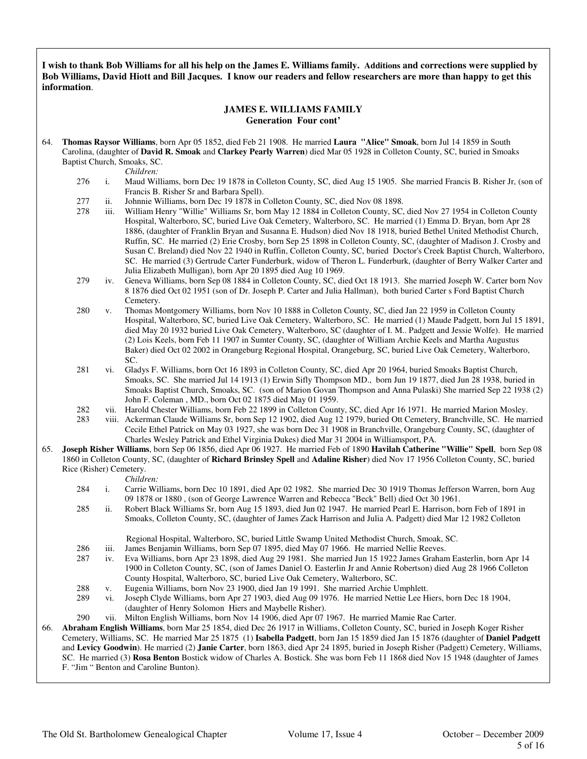**I wish to thank Bob Williams for all his help on the James E. Williams family. Additions and corrections were supplied by Bob Williams, David Hiott and Bill Jacques. I know our readers and fellow researchers are more than happy to get this information**.

## JAMES E. WILLIAMS FAMILY
### Generation Four cont'

64. **Thomas Raysor Williams**, born Apr 05 1852, died Feb 21 1908. He married **Laura "Alice" Smoak**, born Jul 14 1859 in South Carolina, (daughter of **David R. Smoak** and **Clarkey Pearly Warren**) died Mar 05 1928 in Colleton County, SC, buried in Smoaks Baptist Church, Smoaks, SC.

    *Children:*

    - 276 i. Maud Williams, born Dec 19 1878 in Colleton County, SC, died Aug 15 1905. She married Francis B. Risher Jr, (son of Francis B. Risher Sr and Barbara Spell).
    - 277 ii. Johnnie Williams, born Dec 19 1878 in Colleton County, SC, died Nov 08 1898.
    - 278 iii. William Henry "Willie" Williams Sr, born May 12 1884 in Colleton County, SC, died Nov 27 1954 in Colleton County Hospital, Walterboro, SC, buried Live Oak Cemetery, Walterboro, SC. He married (1) Emma D. Bryan, born Apr 28 1886, (daughter of Franklin Bryan and Susanna E. Hudson) died Nov 18 1918, buried Bethel United Methodist Church, Ruffin, SC. He married (2) Erie Crosby, born Sep 25 1898 in Colleton County, SC, (daughter of Madison J. Crosby and Susan C. Breland) died Nov 22 1940 in Ruffin, Colleton County, SC, buried Doctor's Creek Baptist Church, Walterboro, SC. He married (3) Gertrude Carter Funderburk, widow of Theron L. Funderburk, (daughter of Berry Walker Carter and Julia Elizabeth Mulligan), born Apr 20 1895 died Aug 10 1969.
    - 279 iv. Geneva Williams, born Sep 08 1884 in Colleton County, SC, died Oct 18 1913. She married Joseph W. Carter born Nov 8 1876 died Oct 02 1951 (son of Dr. Joseph P. Carter and Julia Hallman), both buried Carter s Ford Baptist Church Cemetery.
    - 280 v. Thomas Montgomery Williams, born Nov 10 1888 in Colleton County, SC, died Jan 22 1959 in Colleton County Hospital, Walterboro, SC, buried Live Oak Cemetery, Walterboro, SC. He married (1) Maude Padgett, born Jul 15 1891, died May 20 1932 buried Live Oak Cemetery, Walterboro, SC (daughter of I. M.. Padgett and Jessie Wolfe). He married (2) Lois Keels, born Feb 11 1907 in Sumter County, SC, (daughter of William Archie Keels and Martha Augustus Baker) died Oct 02 2002 in Orangeburg Regional Hospital, Orangeburg, SC, buried Live Oak Cemetery, Walterboro, SC.
    - 281 vi. Gladys F. Williams, born Oct 16 1893 in Colleton County, SC, died Apr 20 1964, buried Smoaks Baptist Church, Smoaks, SC. She married Jul 14 1913 (1) Erwin Sifly Thompson MD., born Jun 19 1877, died Jun 28 1938, buried in Smoaks Baptist Church, Smoaks, SC. (son of Marion Govan Thompson and Anna Pulaski) She married Sep 22 1938 (2) John F. Coleman , MD., born Oct 02 1875 died May 01 1959.
    - 282 vii. Harold Chester Williams, born Feb 22 1899 in Colleton County, SC, died Apr 16 1971. He married Marion Mosley.
    - 283 viii. Ackerman Claude Williams Sr, born Sep 12 1902, died Aug 12 1979, buried Ott Cemetery, Branchville, SC. He married Cecile Ethel Patrick on May 03 1927, she was born Dec 31 1908 in Branchville, Orangeburg County, SC, (daughter of Charles Wesley Patrick and Ethel Virginia Dukes) died Mar 31 2004 in Williamsport, PA.

65. **Joseph Risher Williams**, born Sep 06 1856, died Apr 06 1927. He married Feb of 1890 **Havilah Catherine "Willie" Spell**, born Sep 08 1860 in Colleton County, SC, (daughter of **Richard Brinsley Spell** and **Adaline Risher**) died Nov 17 1956 Colleton County, SC, buried Rice (Risher) Cemetery.

    *Children:*

    - 284 i. Carrie Williams, born Dec 10 1891, died Apr 02 1982. She married Dec 30 1919 Thomas Jefferson Warren, born Aug 09 1878 or 1880 , (son of George Lawrence Warren and Rebecca "Beck" Bell) died Oct 30 1961.
    - 285 ii. Robert Black Williams Sr, born Aug 15 1893, died Jun 02 1947. He married Pearl E. Harrison, born Feb of 1891 in Smoaks, Colleton County, SC, (daughter of James Zack Harrison and Julia A. Padgett) died Mar 12 1982 Colleton Regional Hospital, Walterboro, SC, buried Little Swamp United Methodist Church, Smoak, SC.
    - 286 iii. James Benjamin Williams, born Sep 07 1895, died May 07 1966. He married Nellie Reeves.
    - 287 iv. Eva Williams, born Apr 23 1898, died Aug 29 1981. She married Jun 15 1922 James Graham Easterlin, born Apr 14 1900 in Colleton County, SC, (son of James Daniel O. Easterlin Jr and Annie Robertson) died Aug 28 1966 Colleton County Hospital, Walterboro, SC, buried Live Oak Cemetery, Walterboro, SC.
    - 288 v. Eugenia Williams, born Nov 23 1900, died Jan 19 1991. She married Archie Umphlett.
    - 289 vi. Joseph Clyde Williams, born Apr 27 1903, died Aug 09 1976. He married Nettie Lee Hiers, born Dec 18 1904, (daughter of Henry Solomon Hiers and Maybelle Risher).
    - 290 vii. Milton English Williams, born Nov 14 1906, died Apr 07 1967. He married Mamie Rae Carter.

66. **Abraham English Williams**, born Mar 25 1854, died Dec 26 1917 in Williams, Colleton County, SC, buried in Joseph Koger Risher Cemetery, Williams, SC. He married Mar 25 1875 (1) **Isabella Padgett**, born Jan 15 1859 died Jan 15 1876 (daughter of **Daniel Padgett** and **Levicy Goodwin**). He married (2) **Janie Carter**, born 1863, died Apr 24 1895, buried in Joseph Risher (Padgett) Cemetery, Williams, SC. He married (3) **Rosa Benton** Bostick widow of Charles A. Bostick. She was born Feb 11 1868 died Nov 15 1948 (daughter of James F. "Jim " Benton and Caroline Bunton).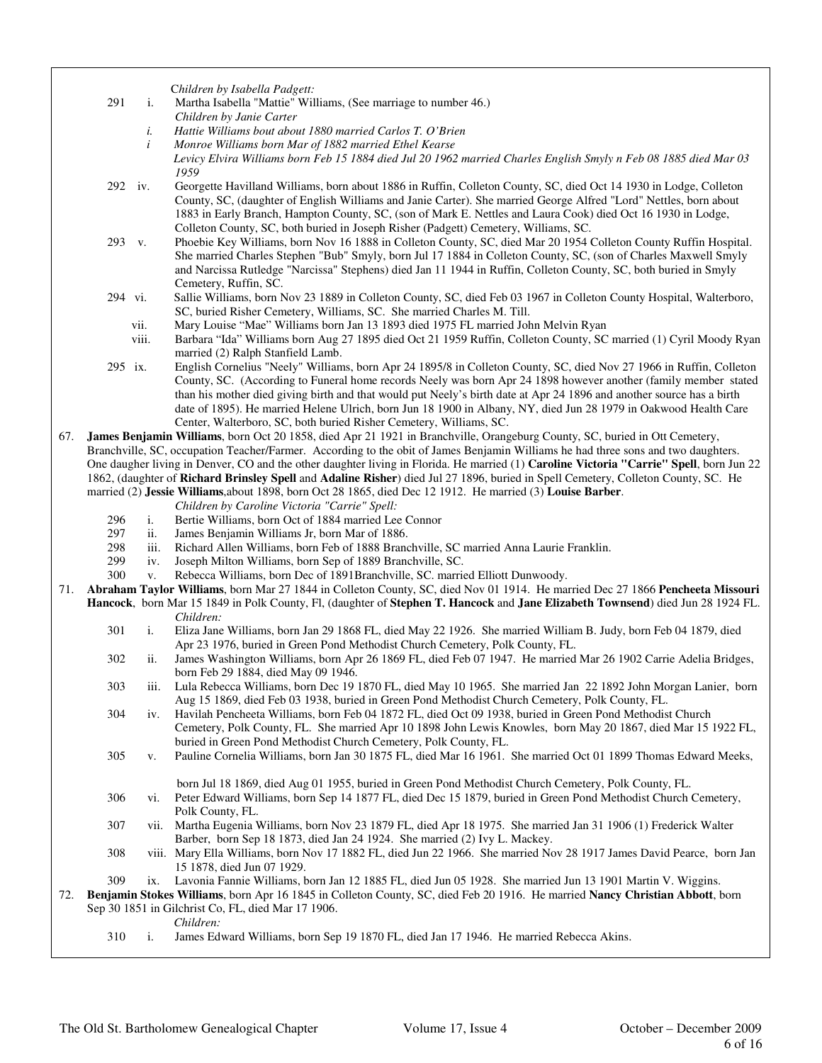*Children by Isabella Padgett:*

291 i. Martha Isabella "Mattie" Williams, (See marriage to number 46.)

*Children by Janie Carter*

*i. Hattie Williams bout about 1880 married Carlos T. O'Brien*

*i Monroe Williams born Mar of 1882 married Ethel Kearse*

*Levicy Elvira Williams born Feb 15 1884 died Jul 20 1962 married Charles English Smyly n Feb 08 1885 died Mar 03 1959*

292 iv. Georgette Havilland Williams, born about 1886 in Ruffin, Colleton County, SC, died Oct 14 1930 in Lodge, Colleton County, SC, (daughter of English Williams and Janie Carter). She married George Alfred "Lord" Nettles, born about 1883 in Early Branch, Hampton County, SC, (son of Mark E. Nettles and Laura Cook) died Oct 16 1930 in Lodge, Colleton County, SC, both buried in Joseph Risher (Padgett) Cemetery, Williams, SC.

293 v. Phoebie Key Williams, born Nov 16 1888 in Colleton County, SC, died Mar 20 1954 Colleton County Ruffin Hospital. She married Charles Stephen "Bub" Smyly, born Jul 17 1884 in Colleton County, SC, (son of Charles Maxwell Smyly and Narcissa Rutledge "Narcissa" Stephens) died Jan 11 1944 in Ruffin, Colleton County, SC, both buried in Smyly Cemetery, Ruffin, SC.

294 vi. Sallie Williams, born Nov 23 1889 in Colleton County, SC, died Feb 03 1967 in Colleton County Hospital, Walterboro, SC, buried Risher Cemetery, Williams, SC. She married Charles M. Till.

vii. Mary Louise "Mae" Williams born Jan 13 1893 died 1975 FL married John Melvin Ryan

viii. Barbara "Ida" Williams born Aug 27 1895 died Oct 21 1959 Ruffin, Colleton County, SC married (1) Cyril Moody Ryan married (2) Ralph Stanfield Lamb.

295 ix. English Cornelius "Neely" Williams, born Apr 24 1895/8 in Colleton County, SC, died Nov 27 1966 in Ruffin, Colleton County, SC. (According to Funeral home records Neely was born Apr 24 1898 however another (family member stated than his mother died giving birth and that would put Neely's birth date at Apr 24 1896 and another source has a birth date of 1895). He married Helene Ulrich, born Jun 18 1900 in Albany, NY, died Jun 28 1979 in Oakwood Health Care Center, Walterboro, SC, both buried Risher Cemetery, Williams, SC.

67. **James Benjamin Williams**, born Oct 20 1858, died Apr 21 1921 in Branchville, Orangeburg County, SC, buried in Ott Cemetery, Branchville, SC, occupation Teacher/Farmer. According to the obit of James Benjamin Williams he had three sons and two daughters. One daugher living in Denver, CO and the other daughter living in Florida. He married (1) **Caroline Victoria "Carrie" Spell**, born Jun 22 1862, (daughter of **Richard Brinsley Spell** and **Adaline Risher**) died Jul 27 1896, buried in Spell Cemetery, Colleton County, SC. He married (2) **Jessie Williams**,about 1898, born Oct 28 1865, died Dec 12 1912. He married (3) **Louise Barber**.

*Children by Caroline Victoria "Carrie" Spell:*

296 i. Bertie Williams, born Oct of 1884 married Lee Connor

297 ii. James Benjamin Williams Jr, born Mar of 1886.

298 iii. Richard Allen Williams, born Feb of 1888 Branchville, SC married Anna Laurie Franklin.

299 iv. Joseph Milton Williams, born Sep of 1889 Branchville, SC.

300 v. Rebecca Williams, born Dec of 1891Branchville, SC. married Elliott Dunwoody.

71. **Abraham Taylor Williams**, born Mar 27 1844 in Colleton County, SC, died Nov 01 1914. He married Dec 27 1866 **Pencheeta Missouri Hancock**, born Mar 15 1849 in Polk County, Fl, (daughter of **Stephen T. Hancock** and **Jane Elizabeth Townsend**) died Jun 28 1924 FL.

*Children:*

301 i. Eliza Jane Williams, born Jan 29 1868 FL, died May 22 1926. She married William B. Judy, born Feb 04 1879, died Apr 23 1976, buried in Green Pond Methodist Church Cemetery, Polk County, FL.

302 ii. James Washington Williams, born Apr 26 1869 FL, died Feb 07 1947. He married Mar 26 1902 Carrie Adelia Bridges, born Feb 29 1884, died May 09 1946.

303 iii. Lula Rebecca Williams, born Dec 19 1870 FL, died May 10 1965. She married Jan 22 1892 John Morgan Lanier, born Aug 15 1869, died Feb 03 1938, buried in Green Pond Methodist Church Cemetery, Polk County, FL.

304 iv. Havilah Pencheeta Williams, born Feb 04 1872 FL, died Oct 09 1938, buried in Green Pond Methodist Church Cemetery, Polk County, FL. She married Apr 10 1898 John Lewis Knowles, born May 20 1867, died Mar 15 1922 FL, buried in Green Pond Methodist Church Cemetery, Polk County, FL.

305 v. Pauline Cornelia Williams, born Jan 30 1875 FL, died Mar 16 1961. She married Oct 01 1899 Thomas Edward Meeks, born Jul 18 1869, died Aug 01 1955, buried in Green Pond Methodist Church Cemetery, Polk County, FL.

306 vi. Peter Edward Williams, born Sep 14 1877 FL, died Dec 15 1879, buried in Green Pond Methodist Church Cemetery, Polk County, FL.

307 vii. Martha Eugenia Williams, born Nov 23 1879 FL, died Apr 18 1975. She married Jan 31 1906 (1) Frederick Walter Barber, born Sep 18 1873, died Jan 24 1924. She married (2) Ivy L. Mackey.

308 viii. Mary Ella Williams, born Nov 17 1882 FL, died Jun 22 1966. She married Nov 28 1917 James David Pearce, born Jan 15 1878, died Jun 07 1929.

309 ix. Lavonia Fannie Williams, born Jan 12 1885 FL, died Jun 05 1928. She married Jun 13 1901 Martin V. Wiggins.

72. **Benjamin Stokes Williams**, born Apr 16 1845 in Colleton County, SC, died Feb 20 1916. He married **Nancy Christian Abbott**, born Sep 30 1851 in Gilchrist Co, FL, died Mar 17 1906.

*Children:*

310 i. James Edward Williams, born Sep 19 1870 FL, died Jan 17 1946. He married Rebecca Akins.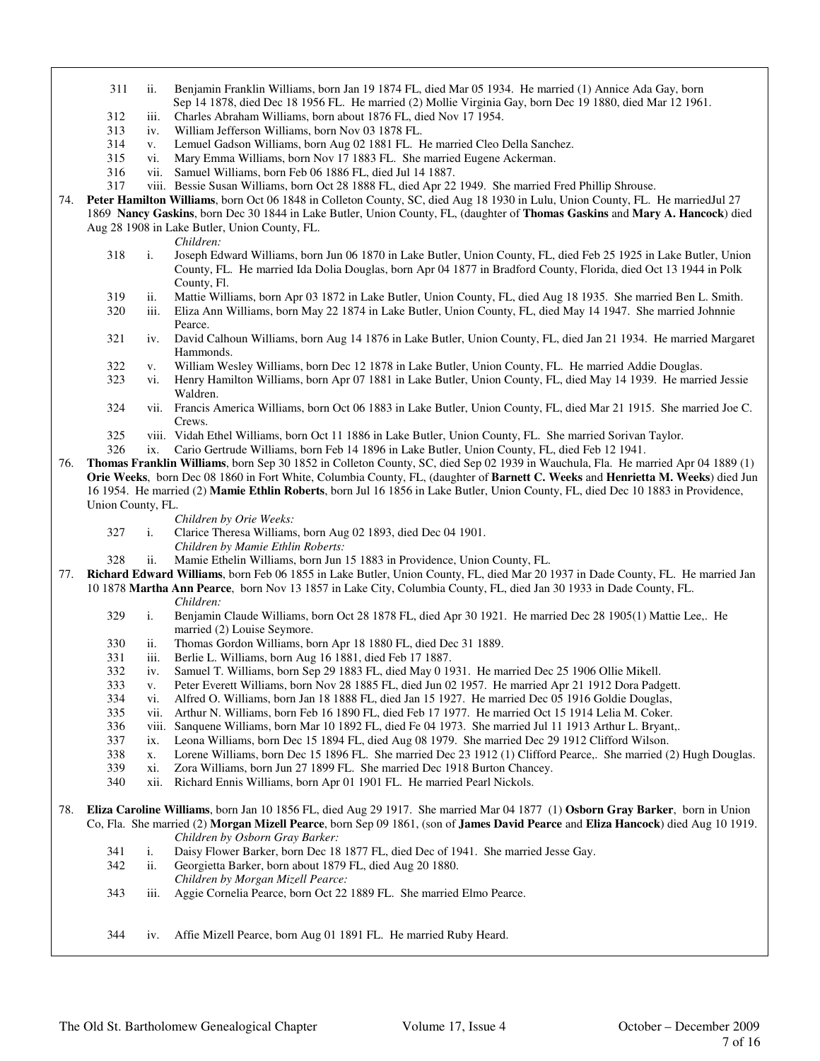311 ii. Benjamin Franklin Williams, born Jan 19 1874 FL, died Mar 05 1934. He married (1) Annice Ada Gay, born Sep 14 1878, died Dec 18 1956 FL. He married (2) Mollie Virginia Gay, born Dec 19 1880, died Mar 12 1961.

312 iii. Charles Abraham Williams, born about 1876 FL, died Nov 17 1954.

313 iv. William Jefferson Williams, born Nov 03 1878 FL.

314 v. Lemuel Gadson Williams, born Aug 02 1881 FL. He married Cleo Della Sanchez.

315 vi. Mary Emma Williams, born Nov 17 1883 FL. She married Eugene Ackerman.

316 vii. Samuel Williams, born Feb 06 1886 FL, died Jul 14 1887.

317 viii. Bessie Susan Williams, born Oct 28 1888 FL, died Apr 22 1949. She married Fred Phillip Shrouse.

74. **Peter Hamilton Williams**, born Oct 06 1848 in Colleton County, SC, died Aug 18 1930 in Lulu, Union County, FL. He marriedJul 27 1869 **Nancy Gaskins**, born Dec 30 1844 in Lake Butler, Union County, FL, (daughter of **Thomas Gaskins** and **Mary A. Hancock**) died Aug 28 1908 in Lake Butler, Union County, FL.

*Children:*

318 i. Joseph Edward Williams, born Jun 06 1870 in Lake Butler, Union County, FL, died Feb 25 1925 in Lake Butler, Union County, FL. He married Ida Dolia Douglas, born Apr 04 1877 in Bradford County, Florida, died Oct 13 1944 in Polk County, Fl.

319 ii. Mattie Williams, born Apr 03 1872 in Lake Butler, Union County, FL, died Aug 18 1935. She married Ben L. Smith.

320 iii. Eliza Ann Williams, born May 22 1874 in Lake Butler, Union County, FL, died May 14 1947. She married Johnnie Pearce.

321 iv. David Calhoun Williams, born Aug 14 1876 in Lake Butler, Union County, FL, died Jan 21 1934. He married Margaret Hammonds.

322 v. William Wesley Williams, born Dec 12 1878 in Lake Butler, Union County, FL. He married Addie Douglas.

323 vi. Henry Hamilton Williams, born Apr 07 1881 in Lake Butler, Union County, FL, died May 14 1939. He married Jessie Waldren.

324 vii. Francis America Williams, born Oct 06 1883 in Lake Butler, Union County, FL, died Mar 21 1915. She married Joe C. Crews.

325 viii. Vidah Ethel Williams, born Oct 11 1886 in Lake Butler, Union County, FL. She married Sorivan Taylor.

326 ix. Cario Gertrude Williams, born Feb 14 1896 in Lake Butler, Union County, FL, died Feb 12 1941.

76. **Thomas Franklin Williams**, born Sep 30 1852 in Colleton County, SC, died Sep 02 1939 in Wauchula, Fla. He married Apr 04 1889 (1) **Orie Weeks**, born Dec 08 1860 in Fort White, Columbia County, FL, (daughter of **Barnett C. Weeks** and **Henrietta M. Weeks**) died Jun 16 1954. He married (2) **Mamie Ethlin Roberts**, born Jul 16 1856 in Lake Butler, Union County, FL, died Dec 10 1883 in Providence, Union County, FL.

*Children by Orie Weeks:*

327 i. Clarice Theresa Williams, born Aug 02 1893, died Dec 04 1901.

*Children by Mamie Ethlin Roberts:*

328 ii. Mamie Ethelin Williams, born Jun 15 1883 in Providence, Union County, FL.

77. **Richard Edward Williams**, born Feb 06 1855 in Lake Butler, Union County, FL, died Mar 20 1937 in Dade County, FL. He married Jan 10 1878 **Martha Ann Pearce**, born Nov 13 1857 in Lake City, Columbia County, FL, died Jan 30 1933 in Dade County, FL.

*Children:*

329 i. Benjamin Claude Williams, born Oct 28 1878 FL, died Apr 30 1921. He married Dec 28 1905(1) Mattie Lee,. He married (2) Louise Seymore.

330 ii. Thomas Gordon Williams, born Apr 18 1880 FL, died Dec 31 1889.

331 iii. Berlie L. Williams, born Aug 16 1881, died Feb 17 1887.

332 iv. Samuel T. Williams, born Sep 29 1883 FL, died May 0 1931. He married Dec 25 1906 Ollie Mikell.

333 v. Peter Everett Williams, born Nov 28 1885 FL, died Jun 02 1957. He married Apr 21 1912 Dora Padgett.

334 vi. Alfred O. Williams, born Jan 18 1888 FL, died Jan 15 1927. He married Dec 05 1916 Goldie Douglas,

335 vii. Arthur N. Williams, born Feb 16 1890 FL, died Feb 17 1977. He married Oct 15 1914 Lelia M. Coker.

336 viii. Sanquene Williams, born Mar 10 1892 FL, died Fe 04 1973. She married Jul 11 1913 Arthur L. Bryant,.

337 ix. Leona Williams, born Dec 15 1894 FL, died Aug 08 1979. She married Dec 29 1912 Clifford Wilson.

338 x. Lorene Williams, born Dec 15 1896 FL. She married Dec 23 1912 (1) Clifford Pearce,. She married (2) Hugh Douglas.

339 xi. Zora Williams, born Jun 27 1899 FL. She married Dec 1918 Burton Chancey.

340 xii. Richard Ennis Williams, born Apr 01 1901 FL. He married Pearl Nickols.

78. **Eliza Caroline Williams**, born Jan 10 1856 FL, died Aug 29 1917. She married Mar 04 1877 (1) **Osborn Gray Barker**, born in Union Co, Fla. She married (2) **Morgan Mizell Pearce**, born Sep 09 1861, (son of **James David Pearce** and **Eliza Hancock**) died Aug 10 1919.

*Children by Osborn Gray Barker:*

341 i. Daisy Flower Barker, born Dec 18 1877 FL, died Dec of 1941. She married Jesse Gay.

342 ii. Georgietta Barker, born about 1879 FL, died Aug 20 1880.

*Children by Morgan Mizell Pearce:*

343 iii. Aggie Cornelia Pearce, born Oct 22 1889 FL. She married Elmo Pearce.

344 iv. Affie Mizell Pearce, born Aug 01 1891 FL. He married Ruby Heard.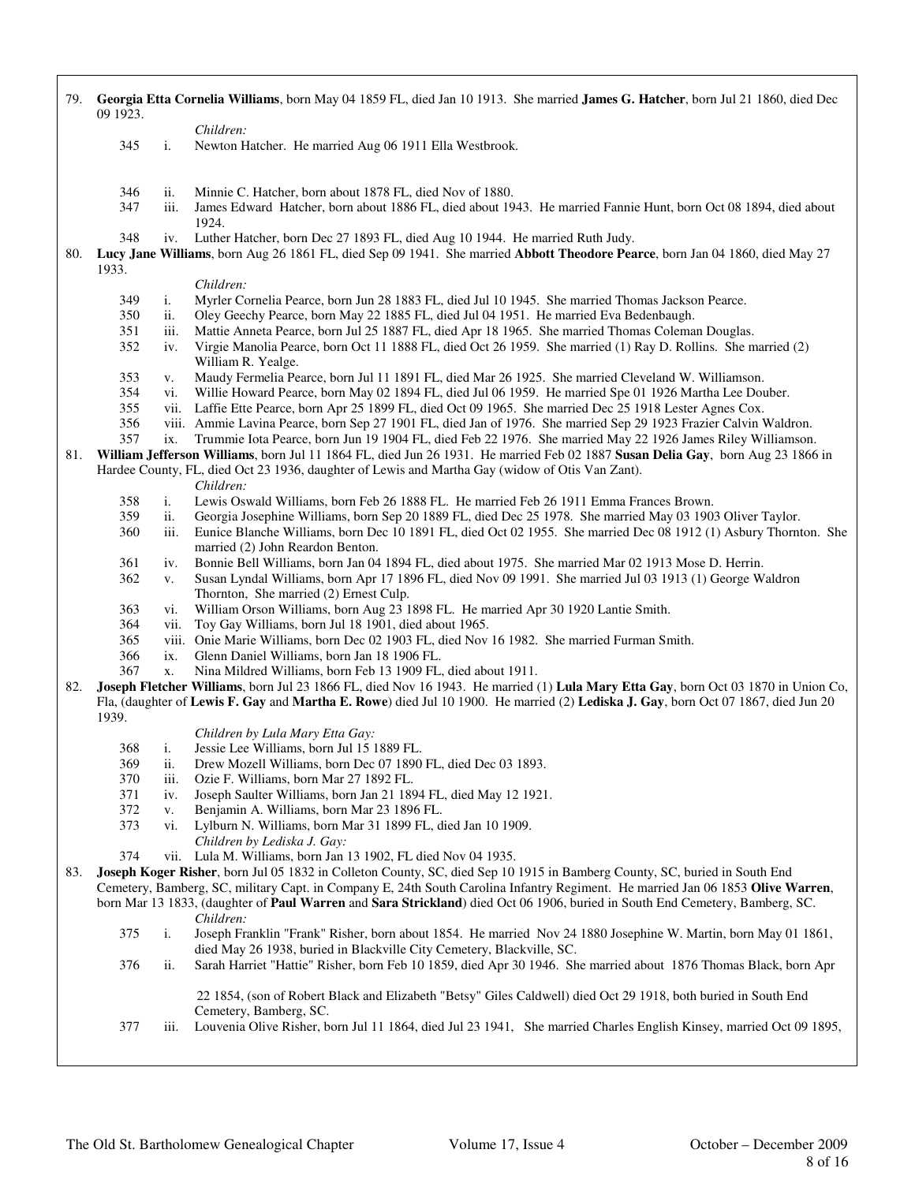79. **Georgia Etta Cornelia Williams**, born May 04 1859 FL, died Jan 10 1913. She married **James G. Hatcher**, born Jul 21 1860, died Dec 09 1923.

    *Children:*

    345 i. Newton Hatcher. He married Aug 06 1911 Ella Westbrook.

    346 ii. Minnie C. Hatcher, born about 1878 FL, died Nov of 1880.

    347 iii. James Edward Hatcher, born about 1886 FL, died about 1943. He married Fannie Hunt, born Oct 08 1894, died about 1924.

    348 iv. Luther Hatcher, born Dec 27 1893 FL, died Aug 10 1944. He married Ruth Judy.

80. **Lucy Jane Williams**, born Aug 26 1861 FL, died Sep 09 1941. She married **Abbott Theodore Pearce**, born Jan 04 1860, died May 27 1933.

    *Children:*

    349 i. Myrler Cornelia Pearce, born Jun 28 1883 FL, died Jul 10 1945. She married Thomas Jackson Pearce.

    350 ii. Oley Geechy Pearce, born May 22 1885 FL, died Jul 04 1951. He married Eva Bedenbaugh.

    351 iii. Mattie Anneta Pearce, born Jul 25 1887 FL, died Apr 18 1965. She married Thomas Coleman Douglas.

    352 iv. Virgie Manolia Pearce, born Oct 11 1888 FL, died Oct 26 1959. She married (1) Ray D. Rollins. She married (2) William R. Yealge.

    353 v. Maudy Fermelia Pearce, born Jul 11 1891 FL, died Mar 26 1925. She married Cleveland W. Williamson.

    354 vi. Willie Howard Pearce, born May 02 1894 FL, died Jul 06 1959. He married Spe 01 1926 Martha Lee Douber.

    355 vii. Laffie Ette Pearce, born Apr 25 1899 FL, died Oct 09 1965. She married Dec 25 1918 Lester Agnes Cox.

    356 viii. Ammie Lavina Pearce, born Sep 27 1901 FL, died Jan of 1976. She married Sep 29 1923 Frazier Calvin Waldron.

    357 ix. Trummie Iota Pearce, born Jun 19 1904 FL, died Feb 22 1976. She married May 22 1926 James Riley Williamson.

81. **William Jefferson Williams**, born Jul 11 1864 FL, died Jun 26 1931. He married Feb 02 1887 **Susan Delia Gay**, born Aug 23 1866 in Hardee County, FL, died Oct 23 1936, daughter of Lewis and Martha Gay (widow of Otis Van Zant).

    *Children:*

    358 i. Lewis Oswald Williams, born Feb 26 1888 FL. He married Feb 26 1911 Emma Frances Brown.

    359 ii. Georgia Josephine Williams, born Sep 20 1889 FL, died Dec 25 1978. She married May 03 1903 Oliver Taylor.

    360 iii. Eunice Blanche Williams, born Dec 10 1891 FL, died Oct 02 1955. She married Dec 08 1912 (1) Asbury Thornton. She married (2) John Reardon Benton.

    361 iv. Bonnie Bell Williams, born Jan 04 1894 FL, died about 1975. She married Mar 02 1913 Mose D. Herrin.

    362 v. Susan Lyndal Williams, born Apr 17 1896 FL, died Nov 09 1991. She married Jul 03 1913 (1) George Waldron Thornton, She married (2) Ernest Culp.

    363 vi. William Orson Williams, born Aug 23 1898 FL. He married Apr 30 1920 Lantie Smith.

    364 vii. Toy Gay Williams, born Jul 18 1901, died about 1965.

    365 viii. Onie Marie Williams, born Dec 02 1903 FL, died Nov 16 1982. She married Furman Smith.

    366 ix. Glenn Daniel Williams, born Jan 18 1906 FL.

    367 x. Nina Mildred Williams, born Feb 13 1909 FL, died about 1911.

82. **Joseph Fletcher Williams**, born Jul 23 1866 FL, died Nov 16 1943. He married (1) **Lula Mary Etta Gay**, born Oct 03 1870 in Union Co, Fla, (daughter of **Lewis F. Gay** and **Martha E. Rowe**) died Jul 10 1900. He married (2) **Lediska J. Gay**, born Oct 07 1867, died Jun 20 1939.

    *Children by Lula Mary Etta Gay:*

    368 i. Jessie Lee Williams, born Jul 15 1889 FL.

    369 ii. Drew Mozell Williams, born Dec 07 1890 FL, died Dec 03 1893.

    370 iii. Ozie F. Williams, born Mar 27 1892 FL.

    371 iv. Joseph Saulter Williams, born Jan 21 1894 FL, died May 12 1921.

    372 v. Benjamin A. Williams, born Mar 23 1896 FL.

    373 vi. Lylburn N. Williams, born Mar 31 1899 FL, died Jan 10 1909.

    *Children by Lediska J. Gay:*

    374 vii. Lula M. Williams, born Jan 13 1902, FL died Nov 04 1935.

83. **Joseph Koger Risher**, born Jul 05 1832 in Colleton County, SC, died Sep 10 1915 in Bamberg County, SC, buried in South End Cemetery, Bamberg, SC, military Capt. in Company E, 24th South Carolina Infantry Regiment. He married Jan 06 1853 **Olive Warren**, born Mar 13 1833, (daughter of **Paul Warren** and **Sara Strickland**) died Oct 06 1906, buried in South End Cemetery, Bamberg, SC.

    *Children:*

    375 i. Joseph Franklin "Frank" Risher, born about 1854. He married Nov 24 1880 Josephine W. Martin, born May 01 1861, died May 26 1938, buried in Blackville City Cemetery, Blackville, SC.

    376 ii. Sarah Harriet "Hattie" Risher, born Feb 10 1859, died Apr 30 1946. She married about 1876 Thomas Black, born Apr 22 1854, (son of Robert Black and Elizabeth "Betsy" Giles Caldwell) died Oct 29 1918, both buried in South End Cemetery, Bamberg, SC.

    377 iii. Louvenia Olive Risher, born Jul 11 1864, died Jul 23 1941, She married Charles English Kinsey, married Oct 09 1895,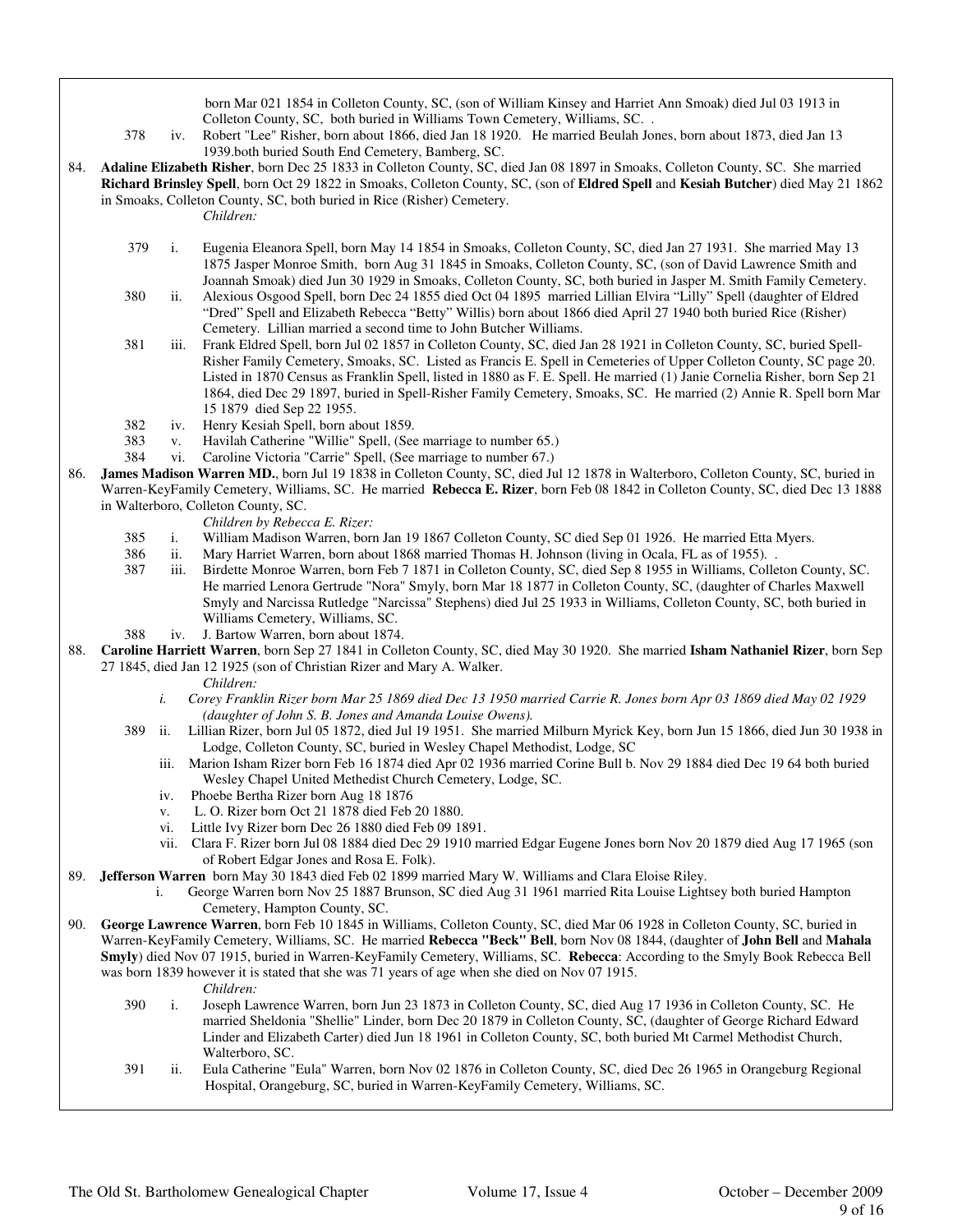born Mar 021 1854 in Colleton County, SC, (son of William Kinsey and Harriet Ann Smoak) died Jul 03 1913 in Colleton County, SC, both buried in Williams Town Cemetery, Williams, SC. .

378 iv. Robert "Lee" Risher, born about 1866, died Jan 18 1920. He married Beulah Jones, born about 1873, died Jan 13 1939.both buried South End Cemetery, Bamberg, SC.

84. **Adaline Elizabeth Risher**, born Dec 25 1833 in Colleton County, SC, died Jan 08 1897 in Smoaks, Colleton County, SC. She married **Richard Brinsley Spell**, born Oct 29 1822 in Smoaks, Colleton County, SC, (son of **Eldred Spell** and **Kesiah Butcher**) died May 21 1862 in Smoaks, Colleton County, SC, both buried in Rice (Risher) Cemetery.

*Children:*

379 i. Eugenia Eleanora Spell, born May 14 1854 in Smoaks, Colleton County, SC, died Jan 27 1931. She married May 13 1875 Jasper Monroe Smith, born Aug 31 1845 in Smoaks, Colleton County, SC, (son of David Lawrence Smith and Joannah Smoak) died Jun 30 1929 in Smoaks, Colleton County, SC, both buried in Jasper M. Smith Family Cemetery.

380 ii. Alexious Osgood Spell, born Dec 24 1855 died Oct 04 1895 married Lillian Elvira "Lilly" Spell (daughter of Eldred "Dred" Spell and Elizabeth Rebecca "Betty" Willis) born about 1866 died April 27 1940 both buried Rice (Risher) Cemetery. Lillian married a second time to John Butcher Williams.

381 iii. Frank Eldred Spell, born Jul 02 1857 in Colleton County, SC, died Jan 28 1921 in Colleton County, SC, buried Spell-Risher Family Cemetery, Smoaks, SC. Listed as Francis E. Spell in Cemeteries of Upper Colleton County, SC page 20. Listed in 1870 Census as Franklin Spell, listed in 1880 as F. E. Spell. He married (1) Janie Cornelia Risher, born Sep 21 1864, died Dec 29 1897, buried in Spell-Risher Family Cemetery, Smoaks, SC. He married (2) Annie R. Spell born Mar 15 1879 died Sep 22 1955.

382 iv. Henry Kesiah Spell, born about 1859.

383 v. Havilah Catherine "Willie" Spell, (See marriage to number 65.)

384 vi. Caroline Victoria "Carrie" Spell, (See marriage to number 67.)

86. **James Madison Warren MD.**, born Jul 19 1838 in Colleton County, SC, died Jul 12 1878 in Walterboro, Colleton County, SC, buried in Warren-KeyFamily Cemetery, Williams, SC. He married **Rebecca E. Rizer**, born Feb 08 1842 in Colleton County, SC, died Dec 13 1888 in Walterboro, Colleton County, SC.

*Children by Rebecca E. Rizer:*

385 i. William Madison Warren, born Jan 19 1867 Colleton County, SC died Sep 01 1926. He married Etta Myers.

386 ii. Mary Harriet Warren, born about 1868 married Thomas H. Johnson (living in Ocala, FL as of 1955). .

387 iii. Birdette Monroe Warren, born Feb 7 1871 in Colleton County, SC, died Sep 8 1955 in Williams, Colleton County, SC. He married Lenora Gertrude "Nora" Smyly, born Mar 18 1877 in Colleton County, SC, (daughter of Charles Maxwell Smyly and Narcissa Rutledge "Narcissa" Stephens) died Jul 25 1933 in Williams, Colleton County, SC, both buried in Williams Cemetery, Williams, SC.

388 iv. J. Bartow Warren, born about 1874.

88. **Caroline Harriett Warren**, born Sep 27 1841 in Colleton County, SC, died May 30 1920. She married **Isham Nathaniel Rizer**, born Sep 27 1845, died Jan 12 1925 (son of Christian Rizer and Mary A. Walker.

*Children:*

*i. Corey Franklin Rizer born Mar 25 1869 died Dec 13 1950 married Carrie R. Jones born Apr 03 1869 died May 02 1929 (daughter of John S. B. Jones and Amanda Louise Owens).*

389 ii. Lillian Rizer, born Jul 05 1872, died Jul 19 1951. She married Milburn Myrick Key, born Jun 15 1866, died Jun 30 1938 in Lodge, Colleton County, SC, buried in Wesley Chapel Methodist, Lodge, SC

iii. Marion Isham Rizer born Feb 16 1874 died Apr 02 1936 married Corine Bull b. Nov 29 1884 died Dec 19 64 both buried Wesley Chapel United Methedist Church Cemetery, Lodge, SC.

iv. Phoebe Bertha Rizer born Aug 18 1876

v. L. O. Rizer born Oct 21 1878 died Feb 20 1880.

vi. Little Ivy Rizer born Dec 26 1880 died Feb 09 1891.

vii. Clara F. Rizer born Jul 08 1884 died Dec 29 1910 married Edgar Eugene Jones born Nov 20 1879 died Aug 17 1965 (son of Robert Edgar Jones and Rosa E. Folk).

89. **Jefferson Warren** born May 30 1843 died Feb 02 1899 married Mary W. Williams and Clara Eloise Riley.

i. George Warren born Nov 25 1887 Brunson, SC died Aug 31 1961 married Rita Louise Lightsey both buried Hampton Cemetery, Hampton County, SC.

90. **George Lawrence Warren**, born Feb 10 1845 in Williams, Colleton County, SC, died Mar 06 1928 in Colleton County, SC, buried in Warren-KeyFamily Cemetery, Williams, SC. He married **Rebecca "Beck" Bell**, born Nov 08 1844, (daughter of **John Bell** and **Mahala Smyly**) died Nov 07 1915, buried in Warren-KeyFamily Cemetery, Williams, SC. **Rebecca**: According to the Smyly Book Rebecca Bell was born 1839 however it is stated that she was 71 years of age when she died on Nov 07 1915.

*Children:*

390 i. Joseph Lawrence Warren, born Jun 23 1873 in Colleton County, SC, died Aug 17 1936 in Colleton County, SC. He married Sheldonia "Shellie" Linder, born Dec 20 1879 in Colleton County, SC, (daughter of George Richard Edward Linder and Elizabeth Carter) died Jun 18 1961 in Colleton County, SC, both buried Mt Carmel Methodist Church, Walterboro, SC.

391 ii. Eula Catherine "Eula" Warren, born Nov 02 1876 in Colleton County, SC, died Dec 26 1965 in Orangeburg Regional Hospital, Orangeburg, SC, buried in Warren-KeyFamily Cemetery, Williams, SC.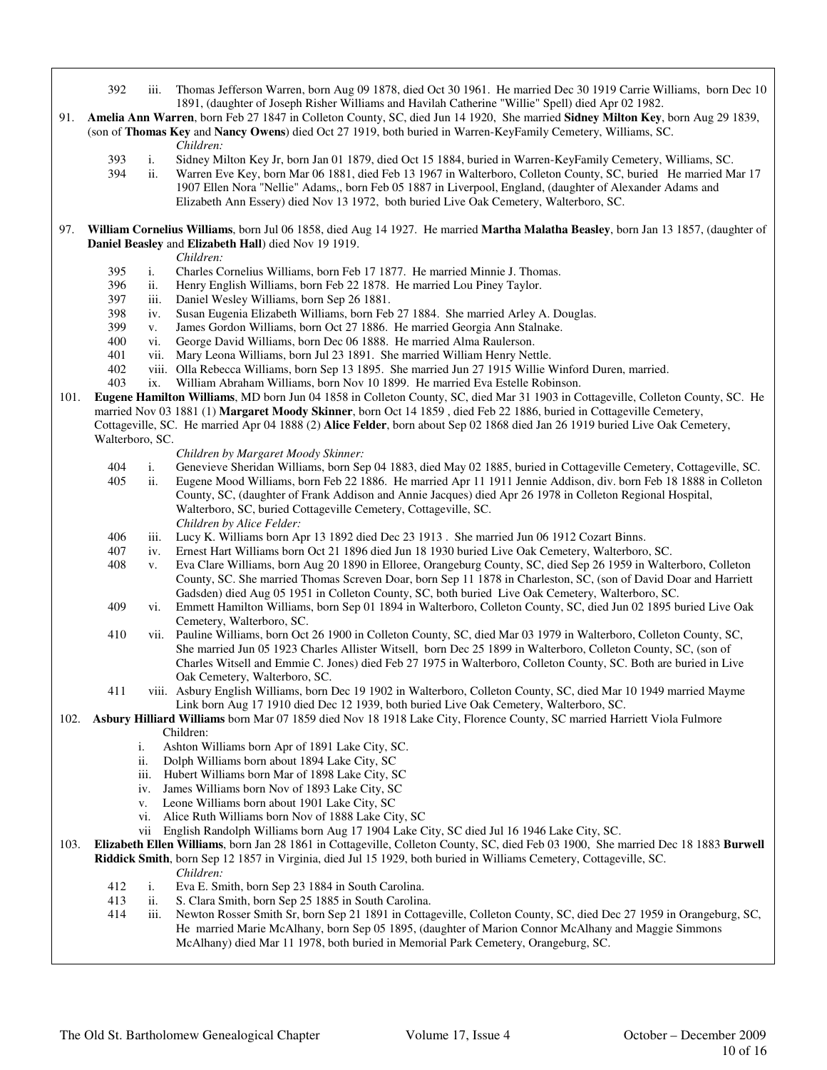392 iii. Thomas Jefferson Warren, born Aug 09 1878, died Oct 30 1961. He married Dec 30 1919 Carrie Williams, born Dec 10 1891, (daughter of Joseph Risher Williams and Havilah Catherine "Willie" Spell) died Apr 02 1982.

91. **Amelia Ann Warren**, born Feb 27 1847 in Colleton County, SC, died Jun 14 1920, She married **Sidney Milton Key**, born Aug 29 1839, (son of **Thomas Key** and **Nancy Owens**) died Oct 27 1919, both buried in Warren-KeyFamily Cemetery, Williams, SC.

*Children:*

393 i. Sidney Milton Key Jr, born Jan 01 1879, died Oct 15 1884, buried in Warren-KeyFamily Cemetery, Williams, SC.
394 ii. Warren Eve Key, born Mar 06 1881, died Feb 13 1967 in Walterboro, Colleton County, SC, buried He married Mar 17 1907 Ellen Nora "Nellie" Adams,, born Feb 05 1887 in Liverpool, England, (daughter of Alexander Adams and Elizabeth Ann Essery) died Nov 13 1972, both buried Live Oak Cemetery, Walterboro, SC.

97. **William Cornelius Williams**, born Jul 06 1858, died Aug 14 1927. He married **Martha Malatha Beasley**, born Jan 13 1857, (daughter of **Daniel Beasley** and **Elizabeth Hall**) died Nov 19 1919.

*Children:*

395 i. Charles Cornelius Williams, born Feb 17 1877. He married Minnie J. Thomas.
396 ii. Henry English Williams, born Feb 22 1878. He married Lou Piney Taylor.
397 iii. Daniel Wesley Williams, born Sep 26 1881.
398 iv. Susan Eugenia Elizabeth Williams, born Feb 27 1884. She married Arley A. Douglas.
399 v. James Gordon Williams, born Oct 27 1886. He married Georgia Ann Stalnake.
400 vi. George David Williams, born Dec 06 1888. He married Alma Raulerson.
401 vii. Mary Leona Williams, born Jul 23 1891. She married William Henry Nettle.
402 viii. Olla Rebecca Williams, born Sep 13 1895. She married Jun 27 1915 Willie Winford Duren, married.
403 ix. William Abraham Williams, born Nov 10 1899. He married Eva Estelle Robinson.

101. **Eugene Hamilton Williams**, MD born Jun 04 1858 in Colleton County, SC, died Mar 31 1903 in Cottageville, Colleton County, SC. He married Nov 03 1881 (1) **Margaret Moody Skinner**, born Oct 14 1859 , died Feb 22 1886, buried in Cottageville Cemetery, Cottageville, SC. He married Apr 04 1888 (2) **Alice Felder**, born about Sep 02 1868 died Jan 26 1919 buried Live Oak Cemetery, Walterboro, SC.

*Children by Margaret Moody Skinner:*

404 i. Genevieve Sheridan Williams, born Sep 04 1883, died May 02 1885, buried in Cottageville Cemetery, Cottageville, SC.
405 ii. Eugene Mood Williams, born Feb 22 1886. He married Apr 11 1911 Jennie Addison, div. born Feb 18 1888 in Colleton County, SC, (daughter of Frank Addison and Annie Jacques) died Apr 26 1978 in Colleton Regional Hospital, Walterboro, SC, buried Cottageville Cemetery, Cottageville, SC.

*Children by Alice Felder:*

406 iii. Lucy K. Williams born Apr 13 1892 died Dec 23 1913 . She married Jun 06 1912 Cozart Binns.
407 iv. Ernest Hart Williams born Oct 21 1896 died Jun 18 1930 buried Live Oak Cemetery, Walterboro, SC.
408 v. Eva Clare Williams, born Aug 20 1890 in Elloree, Orangeburg County, SC, died Sep 26 1959 in Walterboro, Colleton County, SC. She married Thomas Screven Doar, born Sep 11 1878 in Charleston, SC, (son of David Doar and Harriett Gadsden) died Aug 05 1951 in Colleton County, SC, both buried Live Oak Cemetery, Walterboro, SC.
409 vi. Emmett Hamilton Williams, born Sep 01 1894 in Walterboro, Colleton County, SC, died Jun 02 1895 buried Live Oak Cemetery, Walterboro, SC.
410 vii. Pauline Williams, born Oct 26 1900 in Colleton County, SC, died Mar 03 1979 in Walterboro, Colleton County, SC, She married Jun 05 1923 Charles Allister Witsell, born Dec 25 1899 in Walterboro, Colleton County, SC, (son of Charles Witsell and Emmie C. Jones) died Feb 27 1975 in Walterboro, Colleton County, SC. Both are buried in Live Oak Cemetery, Walterboro, SC.
411 viii. Asbury English Williams, born Dec 19 1902 in Walterboro, Colleton County, SC, died Mar 10 1949 married Mayme Link born Aug 17 1910 died Dec 12 1939, both buried Live Oak Cemetery, Walterboro, SC.

102. **Asbury Hilliard Williams** born Mar 07 1859 died Nov 18 1918 Lake City, Florence County, SC married Harriett Viola Fulmore

Children:

i. Ashton Williams born Apr of 1891 Lake City, SC.
ii. Dolph Williams born about 1894 Lake City, SC
iii. Hubert Williams born Mar of 1898 Lake City, SC
iv. James Williams born Nov of 1893 Lake City, SC
v. Leone Williams born about 1901 Lake City, SC
vi. Alice Ruth Williams born Nov of 1888 Lake City, SC
vii English Randolph Williams born Aug 17 1904 Lake City, SC died Jul 16 1946 Lake City, SC.

103. **Elizabeth Ellen Williams**, born Jan 28 1861 in Cottageville, Colleton County, SC, died Feb 03 1900, She married Dec 18 1883 **Burwell Riddick Smith**, born Sep 12 1857 in Virginia, died Jul 15 1929, both buried in Williams Cemetery, Cottageville, SC.

*Children:*

412 i. Eva E. Smith, born Sep 23 1884 in South Carolina.
413 ii. S. Clara Smith, born Sep 25 1885 in South Carolina.
414 iii. Newton Rosser Smith Sr, born Sep 21 1891 in Cottageville, Colleton County, SC, died Dec 27 1959 in Orangeburg, SC, He married Marie McAlhany, born Sep 05 1895, (daughter of Marion Connor McAlhany and Maggie Simmons McAlhany) died Mar 11 1978, both buried in Memorial Park Cemetery, Orangeburg, SC.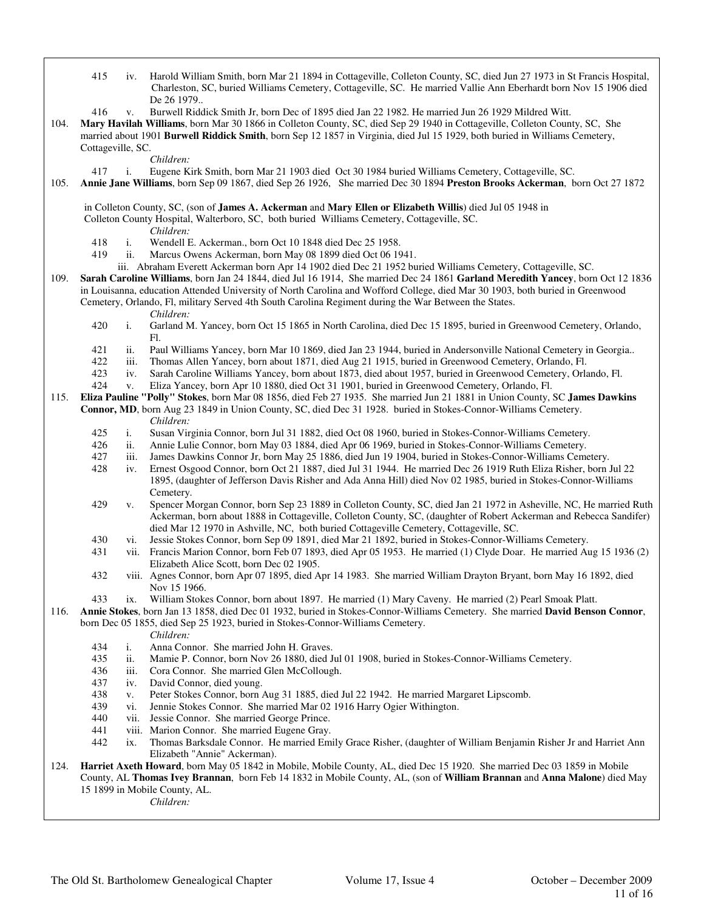415 iv. Harold William Smith, born Mar 21 1894 in Cottageville, Colleton County, SC, died Jun 27 1973 in St Francis Hospital, Charleston, SC, buried Williams Cemetery, Cottageville, SC. He married Vallie Ann Eberhardt born Nov 15 1906 died De 26 1979..

416 v. Burwell Riddick Smith Jr, born Dec of 1895 died Jan 22 1982. He married Jun 26 1929 Mildred Witt.

104. **Mary Havilah Williams**, born Mar 30 1866 in Colleton County, SC, died Sep 29 1940 in Cottageville, Colleton County, SC, She married about 1901 **Burwell Riddick Smith**, born Sep 12 1857 in Virginia, died Jul 15 1929, both buried in Williams Cemetery, Cottageville, SC.

*Children:*

417 i. Eugene Kirk Smith, born Mar 21 1903 died Oct 30 1984 buried Williams Cemetery, Cottageville, SC.

105. **Annie Jane Williams**, born Sep 09 1867, died Sep 26 1926, She married Dec 30 1894 **Preston Brooks Ackerman**, born Oct 27 1872 in Colleton County, SC, (son of **James A. Ackerman** and **Mary Ellen or Elizabeth Willis**) died Jul 05 1948 in Colleton County Hospital, Walterboro, SC, both buried Williams Cemetery, Cottageville, SC.

*Children:*

418 i. Wendell E. Ackerman., born Oct 10 1848 died Dec 25 1958.

419 ii. Marcus Owens Ackerman, born May 08 1899 died Oct 06 1941.

iii. Abraham Everett Ackerman born Apr 14 1902 died Dec 21 1952 buried Williams Cemetery, Cottageville, SC.

109. **Sarah Caroline Williams**, born Jan 24 1844, died Jul 16 1914, She married Dec 24 1861 **Garland Meredith Yancey**, born Oct 12 1836 in Louisanna, education Attended University of North Carolina and Wofford College, died Mar 30 1903, both buried in Greenwood Cemetery, Orlando, Fl, military Served 4th South Carolina Regiment during the War Between the States.

*Children:*

420 i. Garland M. Yancey, born Oct 15 1865 in North Carolina, died Dec 15 1895, buried in Greenwood Cemetery, Orlando, Fl.

421 ii. Paul Williams Yancey, born Mar 10 1869, died Jan 23 1944, buried in Andersonville National Cemetery in Georgia..

422 iii. Thomas Allen Yancey, born about 1871, died Aug 21 1915, buried in Greenwood Cemetery, Orlando, Fl.

423 iv. Sarah Caroline Williams Yancey, born about 1873, died about 1957, buried in Greenwood Cemetery, Orlando, Fl.

424 v. Eliza Yancey, born Apr 10 1880, died Oct 31 1901, buried in Greenwood Cemetery, Orlando, Fl.

115. **Eliza Pauline "Polly" Stokes**, born Mar 08 1856, died Feb 27 1935. She married Jun 21 1881 in Union County, SC **James Dawkins Connor, MD**, born Aug 23 1849 in Union County, SC, died Dec 31 1928. buried in Stokes-Connor-Williams Cemetery.

*Children:*

425 i. Susan Virginia Connor, born Jul 31 1882, died Oct 08 1960, buried in Stokes-Connor-Williams Cemetery.

426 ii. Annie Lulie Connor, born May 03 1884, died Apr 06 1969, buried in Stokes-Connor-Williams Cemetery.

427 iii. James Dawkins Connor Jr, born May 25 1886, died Jun 19 1904, buried in Stokes-Connor-Williams Cemetery.

428 iv. Ernest Osgood Connor, born Oct 21 1887, died Jul 31 1944. He married Dec 26 1919 Ruth Eliza Risher, born Jul 22 1895, (daughter of Jefferson Davis Risher and Ada Anna Hill) died Nov 02 1985, buried in Stokes-Connor-Williams Cemetery.

429 v. Spencer Morgan Connor, born Sep 23 1889 in Colleton County, SC, died Jan 21 1972 in Asheville, NC, He married Ruth Ackerman, born about 1888 in Cottageville, Colleton County, SC, (daughter of Robert Ackerman and Rebecca Sandifer) died Mar 12 1970 in Ashville, NC, both buried Cottageville Cemetery, Cottageville, SC.

430 vi. Jessie Stokes Connor, born Sep 09 1891, died Mar 21 1892, buried in Stokes-Connor-Williams Cemetery.

431 vii. Francis Marion Connor, born Feb 07 1893, died Apr 05 1953. He married (1) Clyde Doar. He married Aug 15 1936 (2) Elizabeth Alice Scott, born Dec 02 1905.

432 viii. Agnes Connor, born Apr 07 1895, died Apr 14 1983. She married William Drayton Bryant, born May 16 1892, died Nov 15 1966.

433 ix. William Stokes Connor, born about 1897. He married (1) Mary Caveny. He married (2) Pearl Smoak Platt.

116. **Annie Stokes**, born Jan 13 1858, died Dec 01 1932, buried in Stokes-Connor-Williams Cemetery. She married **David Benson Connor**, born Dec 05 1855, died Sep 25 1923, buried in Stokes-Connor-Williams Cemetery.

*Children:*

434 i. Anna Connor. She married John H. Graves.

435 ii. Mamie P. Connor, born Nov 26 1880, died Jul 01 1908, buried in Stokes-Connor-Williams Cemetery.

436 iii. Cora Connor. She married Glen McCollough.

437 iv. David Connor, died young.

438 v. Peter Stokes Connor, born Aug 31 1885, died Jul 22 1942. He married Margaret Lipscomb.

439 vi. Jennie Stokes Connor. She married Mar 02 1916 Harry Ogier Withington.

440 vii. Jessie Connor. She married George Prince.

441 viii. Marion Connor. She married Eugene Gray.

442 ix. Thomas Barksdale Connor. He married Emily Grace Risher, (daughter of William Benjamin Risher Jr and Harriet Ann Elizabeth "Annie" Ackerman).

124. **Harriet Axeth Howard**, born May 05 1842 in Mobile, Mobile County, AL, died Dec 15 1920. She married Dec 03 1859 in Mobile County, AL **Thomas Ivey Brannan**, born Feb 14 1832 in Mobile County, AL, (son of **William Brannan** and **Anna Malone**) died May 15 1899 in Mobile County, AL.

*Children:*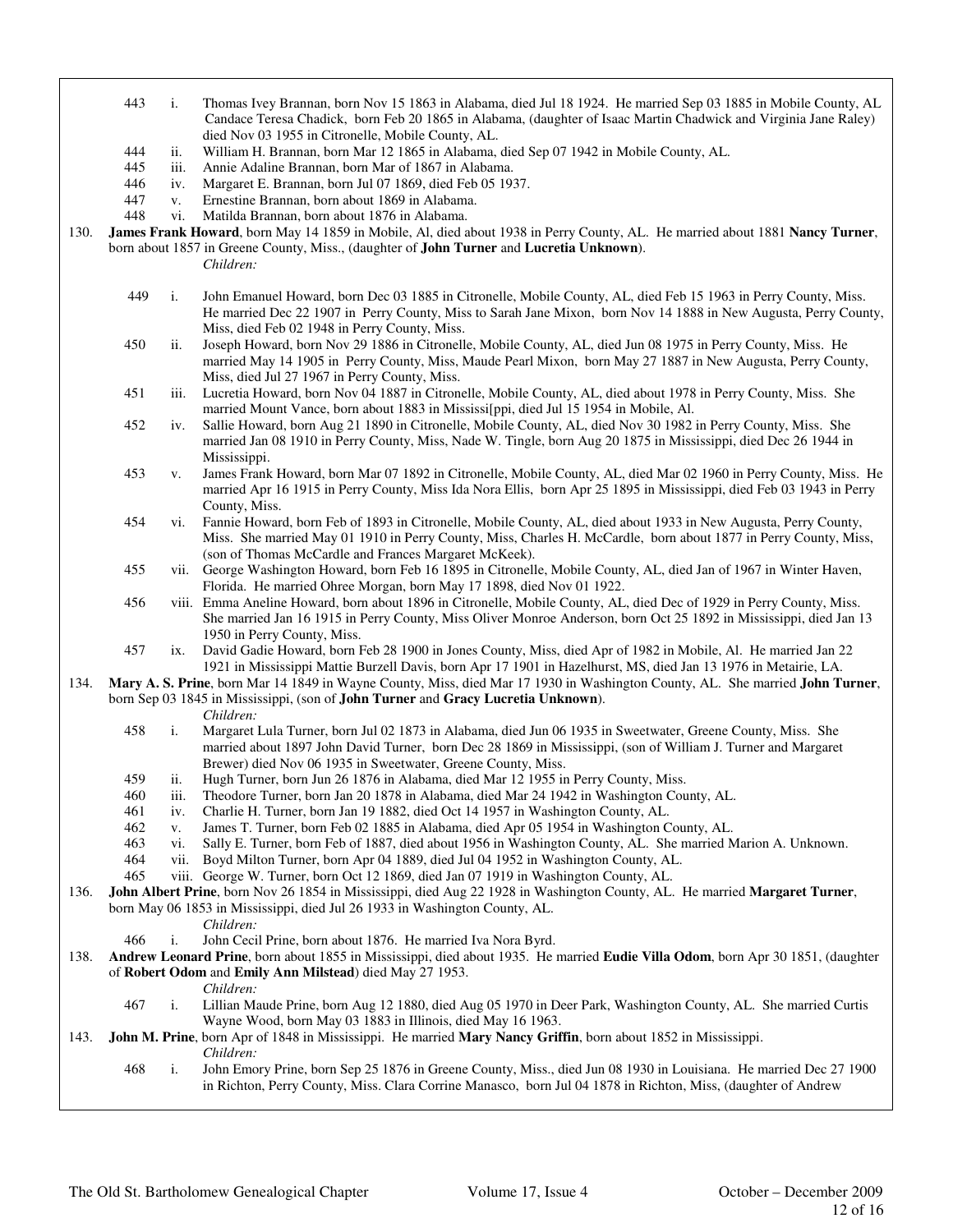443 i. Thomas Ivey Brannan, born Nov 15 1863 in Alabama, died Jul 18 1924. He married Sep 03 1885 in Mobile County, AL Candace Teresa Chadick, born Feb 20 1865 in Alabama, (daughter of Isaac Martin Chadwick and Virginia Jane Raley) died Nov 03 1955 in Citronelle, Mobile County, AL.

444 ii. William H. Brannan, born Mar 12 1865 in Alabama, died Sep 07 1942 in Mobile County, AL.

445 iii. Annie Adaline Brannan, born Mar of 1867 in Alabama.

446 iv. Margaret E. Brannan, born Jul 07 1869, died Feb 05 1937.

447 v. Ernestine Brannan, born about 1869 in Alabama.

448 vi. Matilda Brannan, born about 1876 in Alabama.

130. **James Frank Howard**, born May 14 1859 in Mobile, Al, died about 1938 in Perry County, AL. He married about 1881 **Nancy Turner**, born about 1857 in Greene County, Miss., (daughter of **John Turner** and **Lucretia Unknown**).

*Children:*

449 i. John Emanuel Howard, born Dec 03 1885 in Citronelle, Mobile County, AL, died Feb 15 1963 in Perry County, Miss. He married Dec 22 1907 in Perry County, Miss to Sarah Jane Mixon, born Nov 14 1888 in New Augusta, Perry County, Miss, died Feb 02 1948 in Perry County, Miss.

450 ii. Joseph Howard, born Nov 29 1886 in Citronelle, Mobile County, AL, died Jun 08 1975 in Perry County, Miss. He married May 14 1905 in Perry County, Miss, Maude Pearl Mixon, born May 27 1887 in New Augusta, Perry County, Miss, died Jul 27 1967 in Perry County, Miss.

451 iii. Lucretia Howard, born Nov 04 1887 in Citronelle, Mobile County, AL, died about 1978 in Perry County, Miss. She married Mount Vance, born about 1883 in Mississi[ppi, died Jul 15 1954 in Mobile, Al.

452 iv. Sallie Howard, born Aug 21 1890 in Citronelle, Mobile County, AL, died Nov 30 1982 in Perry County, Miss. She married Jan 08 1910 in Perry County, Miss, Nade W. Tingle, born Aug 20 1875 in Mississippi, died Dec 26 1944 in Mississippi.

453 v. James Frank Howard, born Mar 07 1892 in Citronelle, Mobile County, AL, died Mar 02 1960 in Perry County, Miss. He married Apr 16 1915 in Perry County, Miss Ida Nora Ellis, born Apr 25 1895 in Mississippi, died Feb 03 1943 in Perry County, Miss.

454 vi. Fannie Howard, born Feb of 1893 in Citronelle, Mobile County, AL, died about 1933 in New Augusta, Perry County, Miss. She married May 01 1910 in Perry County, Miss, Charles H. McCardle, born about 1877 in Perry County, Miss, (son of Thomas McCardle and Frances Margaret McKeek).

455 vii. George Washington Howard, born Feb 16 1895 in Citronelle, Mobile County, AL, died Jan of 1967 in Winter Haven, Florida. He married Ohree Morgan, born May 17 1898, died Nov 01 1922.

456 viii. Emma Aneline Howard, born about 1896 in Citronelle, Mobile County, AL, died Dec of 1929 in Perry County, Miss. She married Jan 16 1915 in Perry County, Miss Oliver Monroe Anderson, born Oct 25 1892 in Mississippi, died Jan 13 1950 in Perry County, Miss.

457 ix. David Gadie Howard, born Feb 28 1900 in Jones County, Miss, died Apr of 1982 in Mobile, Al. He married Jan 22 1921 in Mississippi Mattie Burzell Davis, born Apr 17 1901 in Hazelhurst, MS, died Jan 13 1976 in Metairie, LA.

134. **Mary A. S. Prine**, born Mar 14 1849 in Wayne County, Miss, died Mar 17 1930 in Washington County, AL. She married **John Turner**, born Sep 03 1845 in Mississippi, (son of **John Turner** and **Gracy Lucretia Unknown**).

*Children:*

458 i. Margaret Lula Turner, born Jul 02 1873 in Alabama, died Jun 06 1935 in Sweetwater, Greene County, Miss. She married about 1897 John David Turner, born Dec 28 1869 in Mississippi, (son of William J. Turner and Margaret Brewer) died Nov 06 1935 in Sweetwater, Greene County, Miss.

459 ii. Hugh Turner, born Jun 26 1876 in Alabama, died Mar 12 1955 in Perry County, Miss.

460 iii. Theodore Turner, born Jan 20 1878 in Alabama, died Mar 24 1942 in Washington County, AL.

461 iv. Charlie H. Turner, born Jan 19 1882, died Oct 14 1957 in Washington County, AL.

462 v. James T. Turner, born Feb 02 1885 in Alabama, died Apr 05 1954 in Washington County, AL.

463 vi. Sally E. Turner, born Feb of 1887, died about 1956 in Washington County, AL. She married Marion A. Unknown.

464 vii. Boyd Milton Turner, born Apr 04 1889, died Jul 04 1952 in Washington County, AL.

465 viii. George W. Turner, born Oct 12 1869, died Jan 07 1919 in Washington County, AL.

136. **John Albert Prine**, born Nov 26 1854 in Mississippi, died Aug 22 1928 in Washington County, AL. He married **Margaret Turner**, born May 06 1853 in Mississippi, died Jul 26 1933 in Washington County, AL.

*Children:*

466 i. John Cecil Prine, born about 1876. He married Iva Nora Byrd.

138. **Andrew Leonard Prine**, born about 1855 in Mississippi, died about 1935. He married **Eudie Villa Odom**, born Apr 30 1851, (daughter of **Robert Odom** and **Emily Ann Milstead**) died May 27 1953.

*Children:*

467 i. Lillian Maude Prine, born Aug 12 1880, died Aug 05 1970 in Deer Park, Washington County, AL. She married Curtis Wayne Wood, born May 03 1883 in Illinois, died May 16 1963.

143. **John M. Prine**, born Apr of 1848 in Mississippi. He married **Mary Nancy Griffin**, born about 1852 in Mississippi.

*Children:*

468 i. John Emory Prine, born Sep 25 1876 in Greene County, Miss., died Jun 08 1930 in Louisiana. He married Dec 27 1900 in Richton, Perry County, Miss. Clara Corrine Manasco, born Jul 04 1878 in Richton, Miss, (daughter of Andrew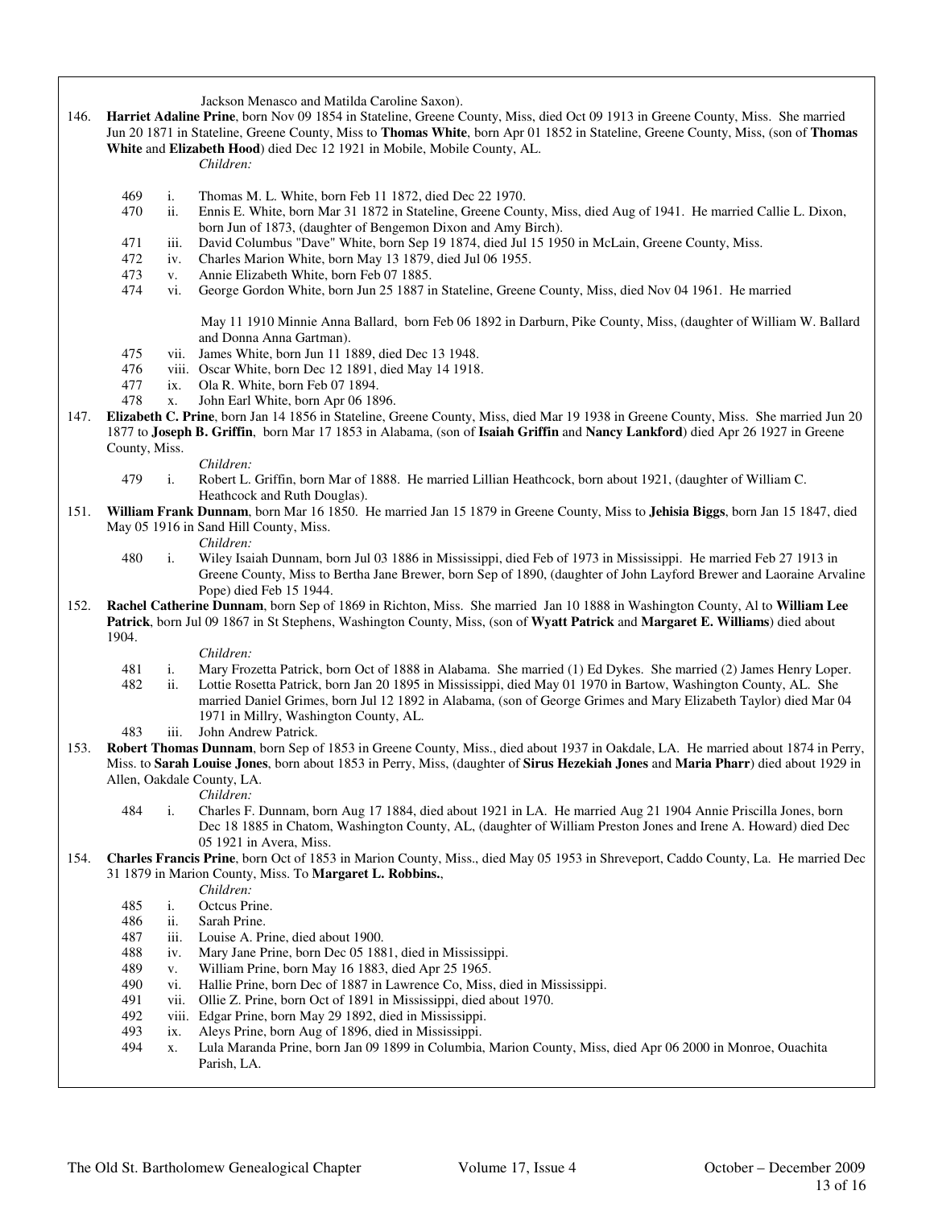Jackson Menasco and Matilda Caroline Saxon).

146. **Harriet Adaline Prine**, born Nov 09 1854 in Stateline, Greene County, Miss, died Oct 09 1913 in Greene County, Miss. She married Jun 20 1871 in Stateline, Greene County, Miss to **Thomas White**, born Apr 01 1852 in Stateline, Greene County, Miss, (son of **Thomas White** and **Elizabeth Hood**) died Dec 12 1921 in Mobile, Mobile County, AL.

*Children:*

- 469 i. Thomas M. L. White, born Feb 11 1872, died Dec 22 1970.
- 470 ii. Ennis E. White, born Mar 31 1872 in Stateline, Greene County, Miss, died Aug of 1941. He married Callie L. Dixon, born Jun of 1873, (daughter of Bengemon Dixon and Amy Birch).
- 471 iii. David Columbus "Dave" White, born Sep 19 1874, died Jul 15 1950 in McLain, Greene County, Miss.
- 472 iv. Charles Marion White, born May 13 1879, died Jul 06 1955.
- 473 v. Annie Elizabeth White, born Feb 07 1885.
- 474 vi. George Gordon White, born Jun 25 1887 in Stateline, Greene County, Miss, died Nov 04 1961. He married May 11 1910 Minnie Anna Ballard, born Feb 06 1892 in Darburn, Pike County, Miss, (daughter of William W. Ballard and Donna Anna Gartman).
- 475 vii. James White, born Jun 11 1889, died Dec 13 1948.
- 476 viii. Oscar White, born Dec 12 1891, died May 14 1918.
- 477 ix. Ola R. White, born Feb 07 1894.
- 478 x. John Earl White, born Apr 06 1896.

147. **Elizabeth C. Prine**, born Jan 14 1856 in Stateline, Greene County, Miss, died Mar 19 1938 in Greene County, Miss. She married Jun 20 1877 to **Joseph B. Griffin**, born Mar 17 1853 in Alabama, (son of **Isaiah Griffin** and **Nancy Lankford**) died Apr 26 1927 in Greene County, Miss.

*Children:*

- 479 i. Robert L. Griffin, born Mar of 1888. He married Lillian Heathcock, born about 1921, (daughter of William C. Heathcock and Ruth Douglas).

151. **William Frank Dunnam**, born Mar 16 1850. He married Jan 15 1879 in Greene County, Miss to **Jehisia Biggs**, born Jan 15 1847, died May 05 1916 in Sand Hill County, Miss.

*Children:*

- 480 i. Wiley Isaiah Dunnam, born Jul 03 1886 in Mississippi, died Feb of 1973 in Mississippi. He married Feb 27 1913 in Greene County, Miss to Bertha Jane Brewer, born Sep of 1890, (daughter of John Layford Brewer and Laoraine Arvaline Pope) died Feb 15 1944.

152. **Rachel Catherine Dunnam**, born Sep of 1869 in Richton, Miss. She married Jan 10 1888 in Washington County, Al to **William Lee Patrick**, born Jul 09 1867 in St Stephens, Washington County, Miss, (son of **Wyatt Patrick** and **Margaret E. Williams**) died about 1904.

*Children:*

- 481 i. Mary Frozetta Patrick, born Oct of 1888 in Alabama. She married (1) Ed Dykes. She married (2) James Henry Loper.
- 482 ii. Lottie Rosetta Patrick, born Jan 20 1895 in Mississippi, died May 01 1970 in Bartow, Washington County, AL. She married Daniel Grimes, born Jul 12 1892 in Alabama, (son of George Grimes and Mary Elizabeth Taylor) died Mar 04 1971 in Millry, Washington County, AL.
- 483 iii. John Andrew Patrick.

153. **Robert Thomas Dunnam**, born Sep of 1853 in Greene County, Miss., died about 1937 in Oakdale, LA. He married about 1874 in Perry, Miss. to **Sarah Louise Jones**, born about 1853 in Perry, Miss, (daughter of **Sirus Hezekiah Jones** and **Maria Pharr**) died about 1929 in Allen, Oakdale County, LA.

*Children:*

- 484 i. Charles F. Dunnam, born Aug 17 1884, died about 1921 in LA. He married Aug 21 1904 Annie Priscilla Jones, born Dec 18 1885 in Chatom, Washington County, AL, (daughter of William Preston Jones and Irene A. Howard) died Dec 05 1921 in Avera, Miss.

154. **Charles Francis Prine**, born Oct of 1853 in Marion County, Miss., died May 05 1953 in Shreveport, Caddo County, La. He married Dec 31 1879 in Marion County, Miss. To **Margaret L. Robbins.**,

*Children:*

- 485 i. Octcus Prine.
- 486 ii. Sarah Prine.
- 487 iii. Louise A. Prine, died about 1900.
- 488 iv. Mary Jane Prine, born Dec 05 1881, died in Mississippi.
- 489 v. William Prine, born May 16 1883, died Apr 25 1965.
- 490 vi. Hallie Prine, born Dec of 1887 in Lawrence Co, Miss, died in Mississippi.
- 491 vii. Ollie Z. Prine, born Oct of 1891 in Mississippi, died about 1970.
- 492 viii. Edgar Prine, born May 29 1892, died in Mississippi.
- 493 ix. Aleys Prine, born Aug of 1896, died in Mississippi.
- 494 x. Lula Maranda Prine, born Jan 09 1899 in Columbia, Marion County, Miss, died Apr 06 2000 in Monroe, Ouachita Parish, LA.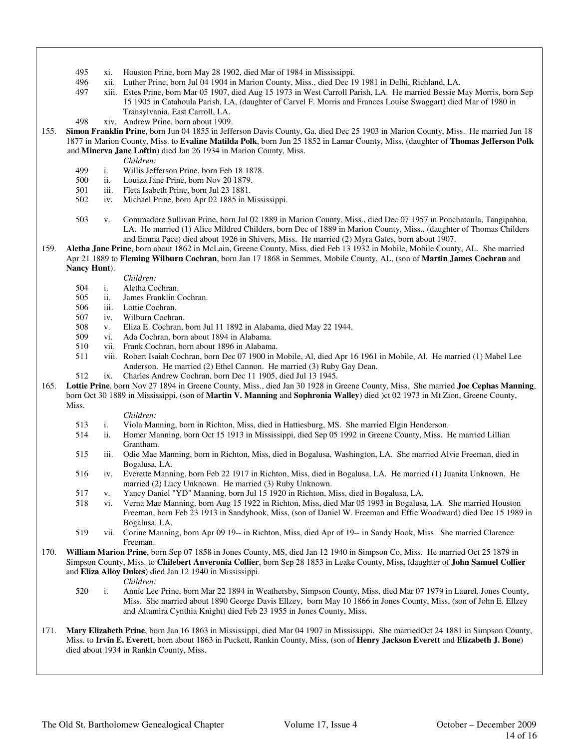495 xi. Houston Prine, born May 28 1902, died Mar of 1984 in Mississippi.

496 xii. Luther Prine, born Jul 04 1904 in Marion County, Miss., died Dec 19 1981 in Delhi, Richland, LA.

497 xiii. Estes Prine, born Mar 05 1907, died Aug 15 1973 in West Carroll Parish, LA. He married Bessie May Morris, born Sep 15 1905 in Catahoula Parish, LA, (daughter of Carvel F. Morris and Frances Louise Swaggart) died Mar of 1980 in Transylvania, East Carroll, LA.

498 xiv. Andrew Prine, born about 1909.

155. **Simon Franklin Prine**, born Jun 04 1855 in Jefferson Davis County, Ga, died Dec 25 1903 in Marion County, Miss. He married Jun 18 1877 in Marion County, Miss. to **Evaline Matilda Polk**, born Jun 25 1852 in Lamar County, Miss, (daughter of **Thomas Jefferson Polk** and **Minerva Jane Loftin**) died Jan 26 1934 in Marion County, Miss.

*Children:*

499 i. Willis Jefferson Prine, born Feb 18 1878.

500 ii. Louiza Jane Prine, born Nov 20 1879.

501 iii. Fleta Isabeth Prine, born Jul 23 1881.

502 iv. Michael Prine, born Apr 02 1885 in Mississippi.

503 v. Commadore Sullivan Prine, born Jul 02 1889 in Marion County, Miss., died Dec 07 1957 in Ponchatoula, Tangipahoa, LA. He married (1) Alice Mildred Childers, born Dec of 1889 in Marion County, Miss., (daughter of Thomas Childers and Emma Pace) died about 1926 in Shivers, Miss. He married (2) Myra Gates, born about 1907.

159. **Aletha Jane Prine**, born about 1862 in McLain, Greene County, Miss, died Feb 13 1932 in Mobile, Mobile County, AL. She married Apr 21 1889 to **Fleming Wilburn Cochran**, born Jan 17 1868 in Semmes, Mobile County, AL, (son of **Martin James Cochran** and **Nancy Hunt**).

*Children:*

504 i. Aletha Cochran.

505 ii. James Franklin Cochran.

506 iii. Lottie Cochran.

507 iv. Wilburn Cochran.

508 v. Eliza E. Cochran, born Jul 11 1892 in Alabama, died May 22 1944.

509 vi. Ada Cochran, born about 1894 in Alabama.

510 vii. Frank Cochran, born about 1896 in Alabama.

511 viii. Robert Isaiah Cochran, born Dec 07 1900 in Mobile, Al, died Apr 16 1961 in Mobile, Al. He married (1) Mabel Lee Anderson. He married (2) Ethel Cannon. He married (3) Ruby Gay Dean.

512 ix. Charles Andrew Cochran, born Dec 11 1905, died Jul 13 1945.

165. **Lottie Prine**, born Nov 27 1894 in Greene County, Miss., died Jan 30 1928 in Greene County, Miss. She married **Joe Cephas Manning**, born Oct 30 1889 in Mississippi, (son of **Martin V. Manning** and **Sophronia Walley**) died )ct 02 1973 in Mt Zion, Greene County, Miss.

*Children:*

513 i. Viola Manning, born in Richton, Miss, died in Hattiesburg, MS. She married Elgin Henderson.

514 ii. Homer Manning, born Oct 15 1913 in Mississippi, died Sep 05 1992 in Greene County, Miss. He married Lillian Grantham.

515 iii. Odie Mae Manning, born in Richton, Miss, died in Bogalusa, Washington, LA. She married Alvie Freeman, died in Bogalusa, LA.

516 iv. Everette Manning, born Feb 22 1917 in Richton, Miss, died in Bogalusa, LA. He married (1) Juanita Unknown. He married (2) Lucy Unknown. He married (3) Ruby Unknown.

517 v. Yancy Daniel "YD" Manning, born Jul 15 1920 in Richton, Miss, died in Bogalusa, LA.

518 vi. Verna Mae Manning, born Aug 15 1922 in Richton, Miss, died Mar 05 1993 in Bogalusa, LA. She married Houston Freeman, born Feb 23 1913 in Sandyhook, Miss, (son of Daniel W. Freeman and Effie Woodward) died Dec 15 1989 in Bogalusa, LA.

519 vii. Corine Manning, born Apr 09 19-- in Richton, Miss, died Apr of 19-- in Sandy Hook, Miss. She married Clarence Freeman.

170. **William Marion Prine**, born Sep 07 1858 in Jones County, MS, died Jan 12 1940 in Simpson Co, Miss. He married Oct 25 1879 in Simpson County, Miss. to **Chilebert Anveronia Collier**, born Sep 28 1853 in Leake County, Miss, (daughter of **John Samuel Collier** and **Eliza Alloy Dukes**) died Jan 12 1940 in Mississippi.

*Children:*

520 i. Annie Lee Prine, born Mar 22 1894 in Weathersby, Simpson County, Miss, died Mar 07 1979 in Laurel, Jones County, Miss. She married about 1890 George Davis Ellzey, born May 10 1866 in Jones County, Miss, (son of John E. Ellzey and Altamira Cynthia Knight) died Feb 23 1955 in Jones County, Miss.

171. **Mary Elizabeth Prine**, born Jan 16 1863 in Mississippi, died Mar 04 1907 in Mississippi. She marriedOct 24 1881 in Simpson County, Miss. to **Irvin E. Everett**, born about 1863 in Puckett, Rankin County, Miss, (son of **Henry Jackson Everett** and **Elizabeth J. Bone**) died about 1934 in Rankin County, Miss.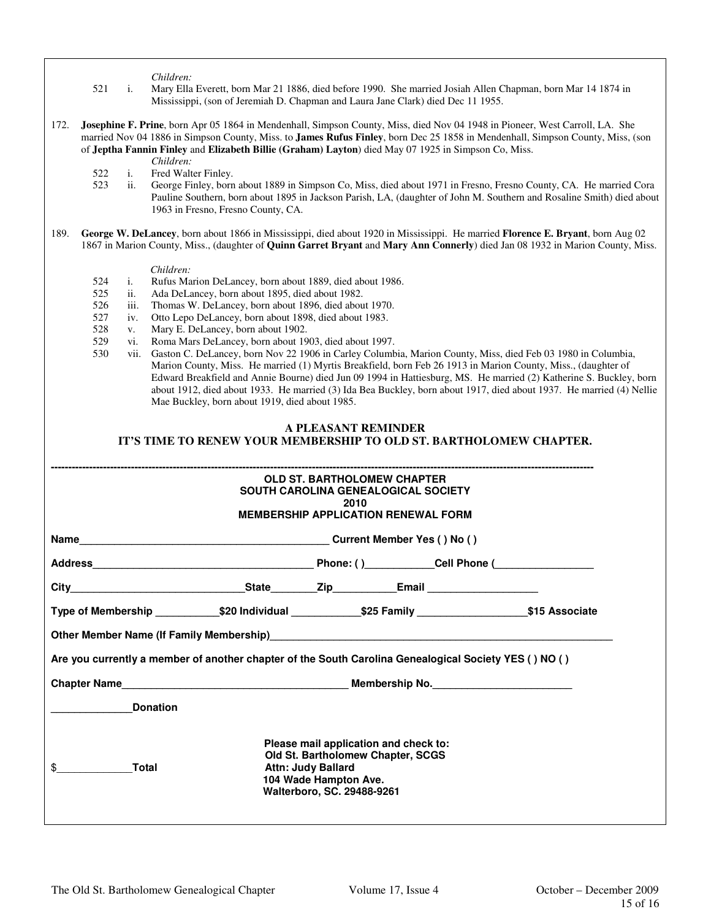*Children:*

521 i. Mary Ella Everett, born Mar 21 1886, died before 1990. She married Josiah Allen Chapman, born Mar 14 1874 in Mississippi, (son of Jeremiah D. Chapman and Laura Jane Clark) died Dec 11 1955.

172. **Josephine F. Prine**, born Apr 05 1864 in Mendenhall, Simpson County, Miss, died Nov 04 1948 in Pioneer, West Carroll, LA. She married Nov 04 1886 in Simpson County, Miss. to **James Rufus Finley**, born Dec 25 1858 in Mendenhall, Simpson County, Miss, (son of **Jeptha Fannin Finley** and **Elizabeth Billie (Graham) Layton**) died May 07 1925 in Simpson Co, Miss.

*Children:*

522 i. Fred Walter Finley.

523 ii. George Finley, born about 1889 in Simpson Co, Miss, died about 1971 in Fresno, Fresno County, CA. He married Cora Pauline Southern, born about 1895 in Jackson Parish, LA, (daughter of John M. Southern and Rosaline Smith) died about 1963 in Fresno, Fresno County, CA.

189. **George W. DeLancey**, born about 1866 in Mississippi, died about 1920 in Mississippi. He married **Florence E. Bryant**, born Aug 02 1867 in Marion County, Miss., (daughter of **Quinn Garret Bryant** and **Mary Ann Connerly**) died Jan 08 1932 in Marion County, Miss.

*Children:*

524 i. Rufus Marion DeLancey, born about 1889, died about 1986.

525 ii. Ada DeLancey, born about 1895, died about 1982.

526 iii. Thomas W. DeLancey, born about 1896, died about 1970.

527 iv. Otto Lepo DeLancey, born about 1898, died about 1983.

528 v. Mary E. DeLancey, born about 1902.

529 vi. Roma Mars DeLancey, born about 1903, died about 1997.

530 vii. Gaston C. DeLancey, born Nov 22 1906 in Carley Columbia, Marion County, Miss, died Feb 03 1980 in Columbia, Marion County, Miss. He married (1) Myrtis Breakfield, born Feb 26 1913 in Marion County, Miss., (daughter of Edward Breakfield and Annie Bourne) died Jun 09 1994 in Hattiesburg, MS. He married (2) Katherine S. Buckley, born about 1912, died about 1933. He married (3) Ida Bea Buckley, born about 1917, died about 1937. He married (4) Nellie Mae Buckley, born about 1919, died about 1985.

## A PLEASANT REMINDER
## IT'S TIME TO RENEW YOUR MEMBERSHIP TO OLD ST. BARTHOLOMEW CHAPTER.

---

### OLD ST. BARTHOLOMEW CHAPTER
### SOUTH CAROLINA GENEALOGICAL SOCIETY
### 2010
### MEMBERSHIP APPLICATION RENEWAL FORM

**Name\_\_\_\_\_\_\_\_\_\_\_\_\_\_\_\_\_\_\_\_\_\_\_\_\_\_\_\_\_\_\_\_\_\_\_\_\_\_\_\_\_\_\_\_ Current Member Yes ( ) No ( )**

**Address\_\_\_\_\_\_\_\_\_\_\_\_\_\_\_\_\_\_\_\_\_\_\_\_\_\_\_\_\_\_\_\_\_\_\_\_\_\_\_ Phone: ( )\_\_\_\_\_\_\_\_\_\_\_\_Cell Phone (\_\_\_\_\_\_\_\_\_\_\_\_\_\_\_\_\_**

**City\_\_\_\_\_\_\_\_\_\_\_\_\_\_\_\_\_\_\_\_\_\_\_\_\_\_\_\_\_\_State\_\_\_\_\_\_\_\_Zip\_\_\_\_\_\_\_\_\_\_\_Email \_\_\_\_\_\_\_\_\_\_\_\_\_\_\_\_\_\_\_**

**Type of Membership \_\_\_\_\_\_\_\_\_\_\_$20 Individual \_\_\_\_\_\_\_\_\_\_\_\_$25 Family \_\_\_\_\_\_\_\_\_\_\_\_\_\_\_\_\_\_\_$15 Associate**

**Other Member Name (If Family Membership)\_\_\_\_\_\_\_\_\_\_\_\_\_\_\_\_\_\_\_\_\_\_\_\_\_\_\_\_\_\_\_\_\_\_\_\_\_\_\_\_\_\_\_\_\_\_\_\_\_\_\_\_\_\_\_\_\_\_\_\_\_**

**Are you currently a member of another chapter of the South Carolina Genealogical Society YES ( ) NO ( )**

**Chapter Name\_\_\_\_\_\_\_\_\_\_\_\_\_\_\_\_\_\_\_\_\_\_\_\_\_\_\_\_\_\_\_\_\_\_\_\_\_\_\_ Membership No.\_\_\_\_\_\_\_\_\_\_\_\_\_\_\_\_\_\_\_\_\_\_\_\_**

**\_\_\_\_\_\_\_\_\_\_\_\_\_\_Donation**

**$\_\_\_\_\_\_\_\_\_\_\_\_\_Total**

**Please mail application and check to:**
**Old St. Bartholomew Chapter, SCGS**
**Attn: Judy Ballard**
**104 Wade Hampton Ave.**
**Walterboro, SC. 29488-9261**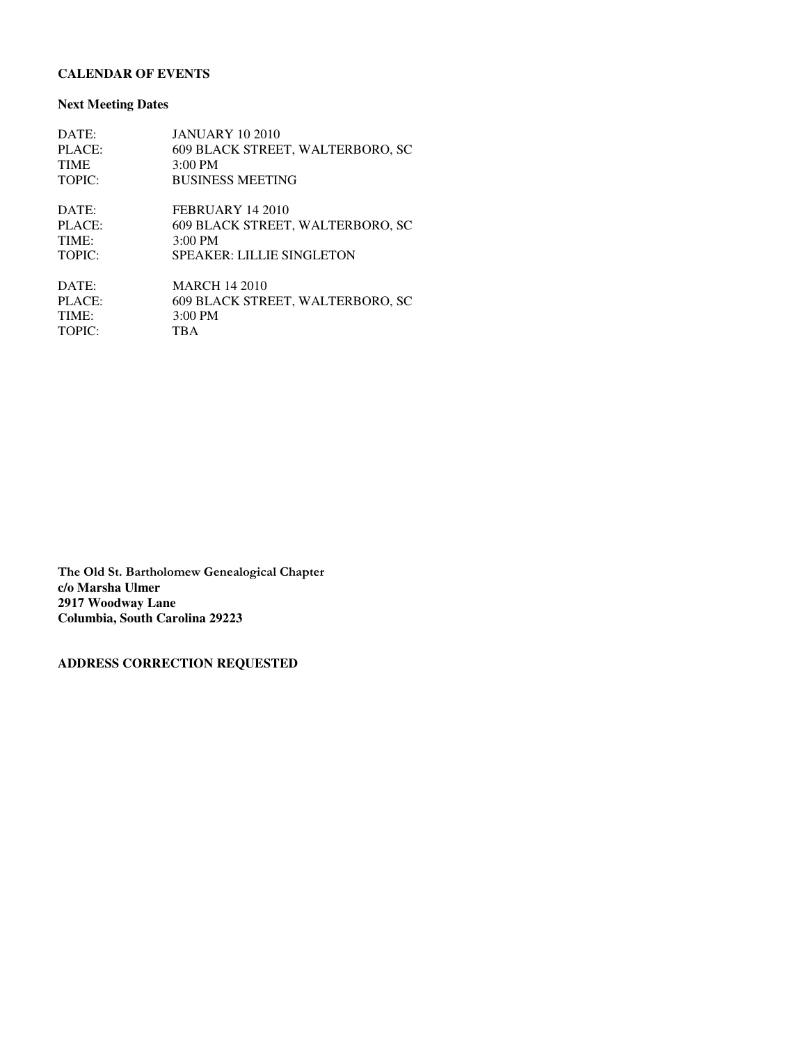**CALENDAR OF EVENTS**

**Next Meeting Dates**

| | |
|---|---|
| DATE: | JANUARY 10 2010 |
| PLACE: | 609 BLACK STREET, WALTERBORO, SC |
| TIME | 3:00 PM |
| TOPIC: | BUSINESS MEETING |

| | |
|---|---|
| DATE: | FEBRUARY 14 2010 |
| PLACE: | 609 BLACK STREET, WALTERBORO, SC |
| TIME: | 3:00 PM |
| TOPIC: | SPEAKER: LILLIE SINGLETON |

| | |
|---|---|
| DATE: | MARCH 14 2010 |
| PLACE: | 609 BLACK STREET, WALTERBORO, SC |
| TIME: | 3:00 PM |
| TOPIC: | TBA |

**The Old St. Bartholomew Genealogical Chapter**
**c/o Marsha Ulmer**
**2917 Woodway Lane**
**Columbia, South Carolina 29223**

**ADDRESS CORRECTION REQUESTED**